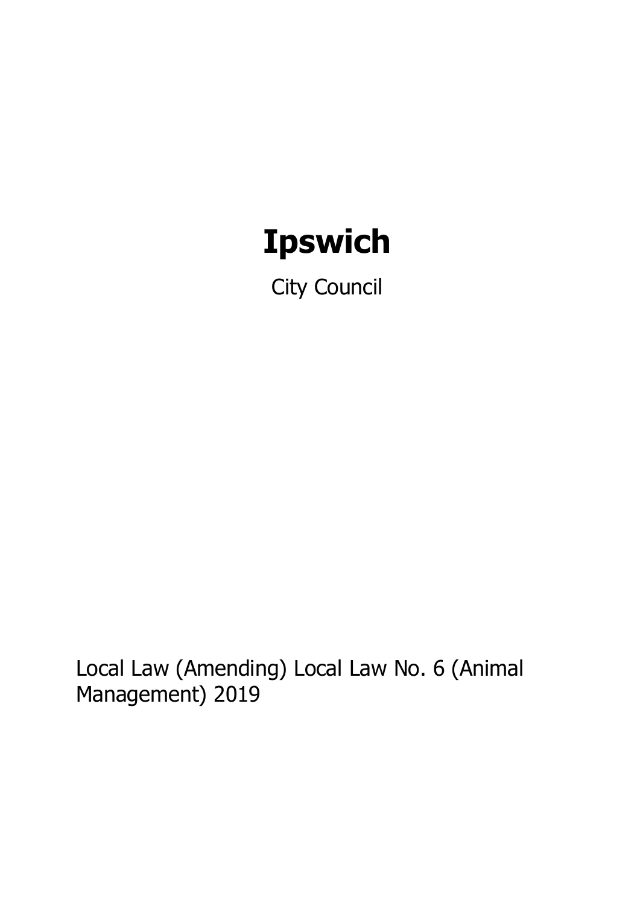# Ipswich

City Council

Local Law (Amending) Local Law No. 6 (Animal Management) 2019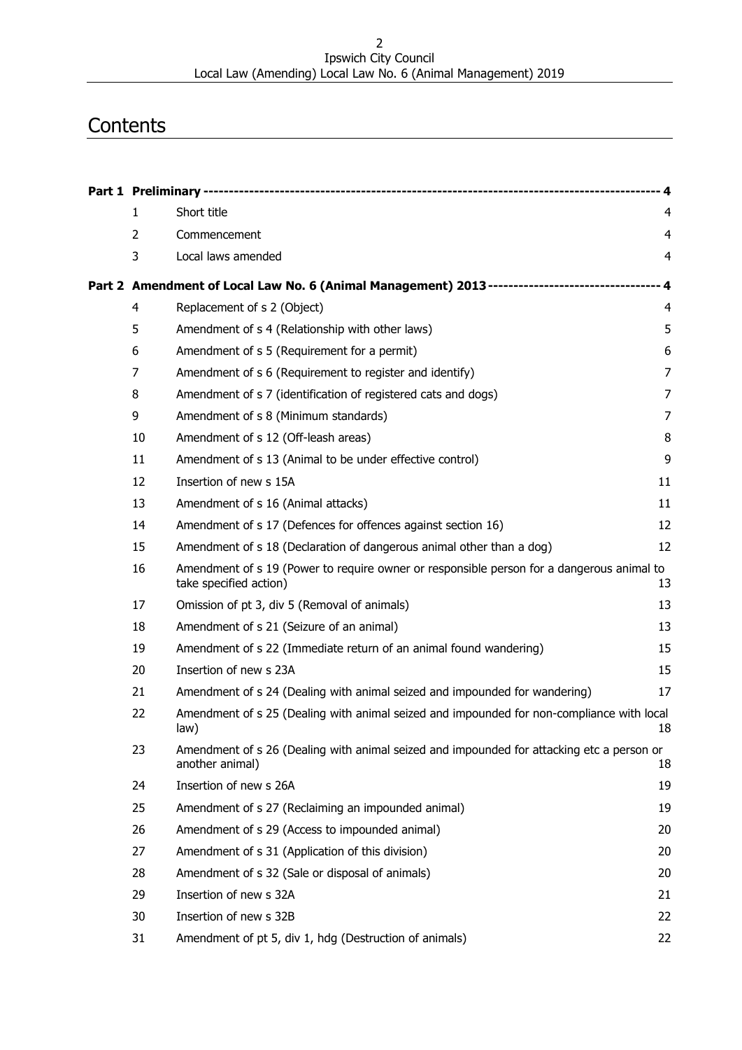# Contents

| | | | |
|---|---|---|---|
| **Part 1** | **Preliminary** | | **4** |
| | 1 | Short title | 4 |
| | 2 | Commencement | 4 |
| | 3 | Local laws amended | 4 |
| **Part 2** | **Amendment of Local Law No. 6 (Animal Management) 2013** | | **4** |
| | 4 | Replacement of s 2 (Object) | 4 |
| | 5 | Amendment of s 4 (Relationship with other laws) | 5 |
| | 6 | Amendment of s 5 (Requirement for a permit) | 6 |
| | 7 | Amendment of s 6 (Requirement to register and identify) | 7 |
| | 8 | Amendment of s 7 (identification of registered cats and dogs) | 7 |
| | 9 | Amendment of s 8 (Minimum standards) | 7 |
| | 10 | Amendment of s 12 (Off-leash areas) | 8 |
| | 11 | Amendment of s 13 (Animal to be under effective control) | 9 |
| | 12 | Insertion of new s 15A | 11 |
| | 13 | Amendment of s 16 (Animal attacks) | 11 |
| | 14 | Amendment of s 17 (Defences for offences against section 16) | 12 |
| | 15 | Amendment of s 18 (Declaration of dangerous animal other than a dog) | 12 |
| | 16 | Amendment of s 19 (Power to require owner or responsible person for a dangerous animal to take specified action) | 13 |
| | 17 | Omission of pt 3, div 5 (Removal of animals) | 13 |
| | 18 | Amendment of s 21 (Seizure of an animal) | 13 |
| | 19 | Amendment of s 22 (Immediate return of an animal found wandering) | 15 |
| | 20 | Insertion of new s 23A | 15 |
| | 21 | Amendment of s 24 (Dealing with animal seized and impounded for wandering) | 17 |
| | 22 | Amendment of s 25 (Dealing with animal seized and impounded for non-compliance with local law) | 18 |
| | 23 | Amendment of s 26 (Dealing with animal seized and impounded for attacking etc a person or another animal) | 18 |
| | 24 | Insertion of new s 26A | 19 |
| | 25 | Amendment of s 27 (Reclaiming an impounded animal) | 19 |
| | 26 | Amendment of s 29 (Access to impounded animal) | 20 |
| | 27 | Amendment of s 31 (Application of this division) | 20 |
| | 28 | Amendment of s 32 (Sale or disposal of animals) | 20 |
| | 29 | Insertion of new s 32A | 21 |
| | 30 | Insertion of new s 32B | 22 |
| | 31 | Amendment of pt 5, div 1, hdg (Destruction of animals) | 22 |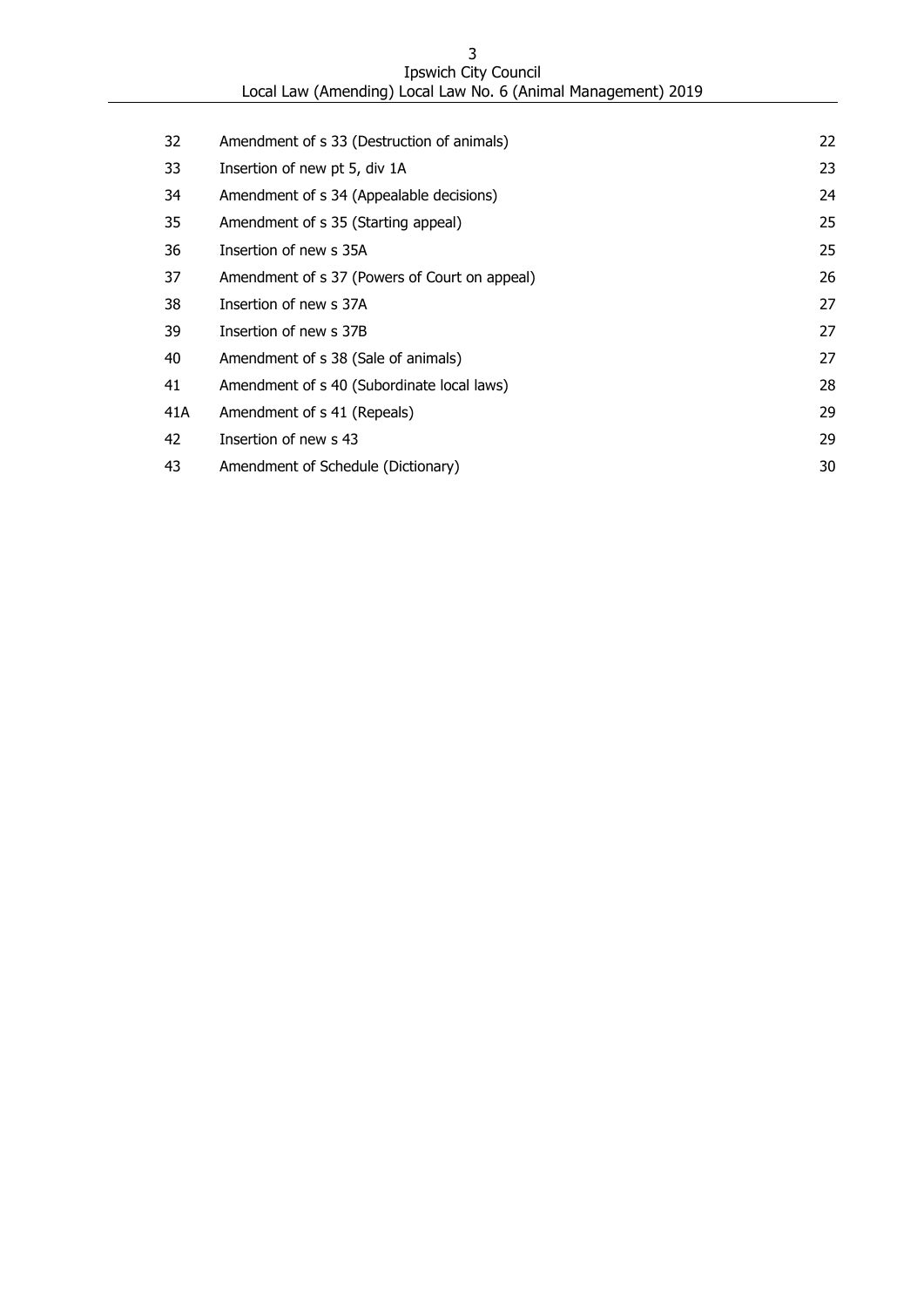| | | |
|---|---|---|
| 32 | Amendment of s 33 (Destruction of animals) | 22 |
| 33 | Insertion of new pt 5, div 1A | 23 |
| 34 | Amendment of s 34 (Appealable decisions) | 24 |
| 35 | Amendment of s 35 (Starting appeal) | 25 |
| 36 | Insertion of new s 35A | 25 |
| 37 | Amendment of s 37 (Powers of Court on appeal) | 26 |
| 38 | Insertion of new s 37A | 27 |
| 39 | Insertion of new s 37B | 27 |
| 40 | Amendment of s 38 (Sale of animals) | 27 |
| 41 | Amendment of s 40 (Subordinate local laws) | 28 |
| 41A | Amendment of s 41 (Repeals) | 29 |
| 42 | Insertion of new s 43 | 29 |
| 43 | Amendment of Schedule (Dictionary) | 30 |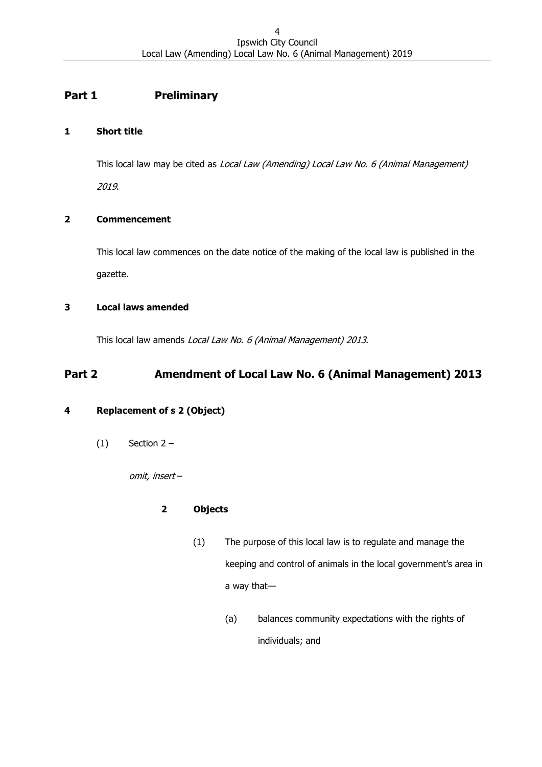## Part 1 Preliminary

### 1 Short title

This local law may be cited as *Local Law (Amending) Local Law No. 6 (Animal Management) 2019*.

### 2 Commencement

This local law commences on the date notice of the making of the local law is published in the gazette.

### 3 Local laws amended

This local law amends *Local Law No. 6 (Animal Management) 2013*.

## Part 2 Amendment of Local Law No. 6 (Animal Management) 2013

### 4 Replacement of s 2 (Object)

(1) Section 2 –

*omit, insert* –

**2 Objects**

(1) The purpose of this local law is to regulate and manage the keeping and control of animals in the local government's area in a way that—

(a) balances community expectations with the rights of individuals; and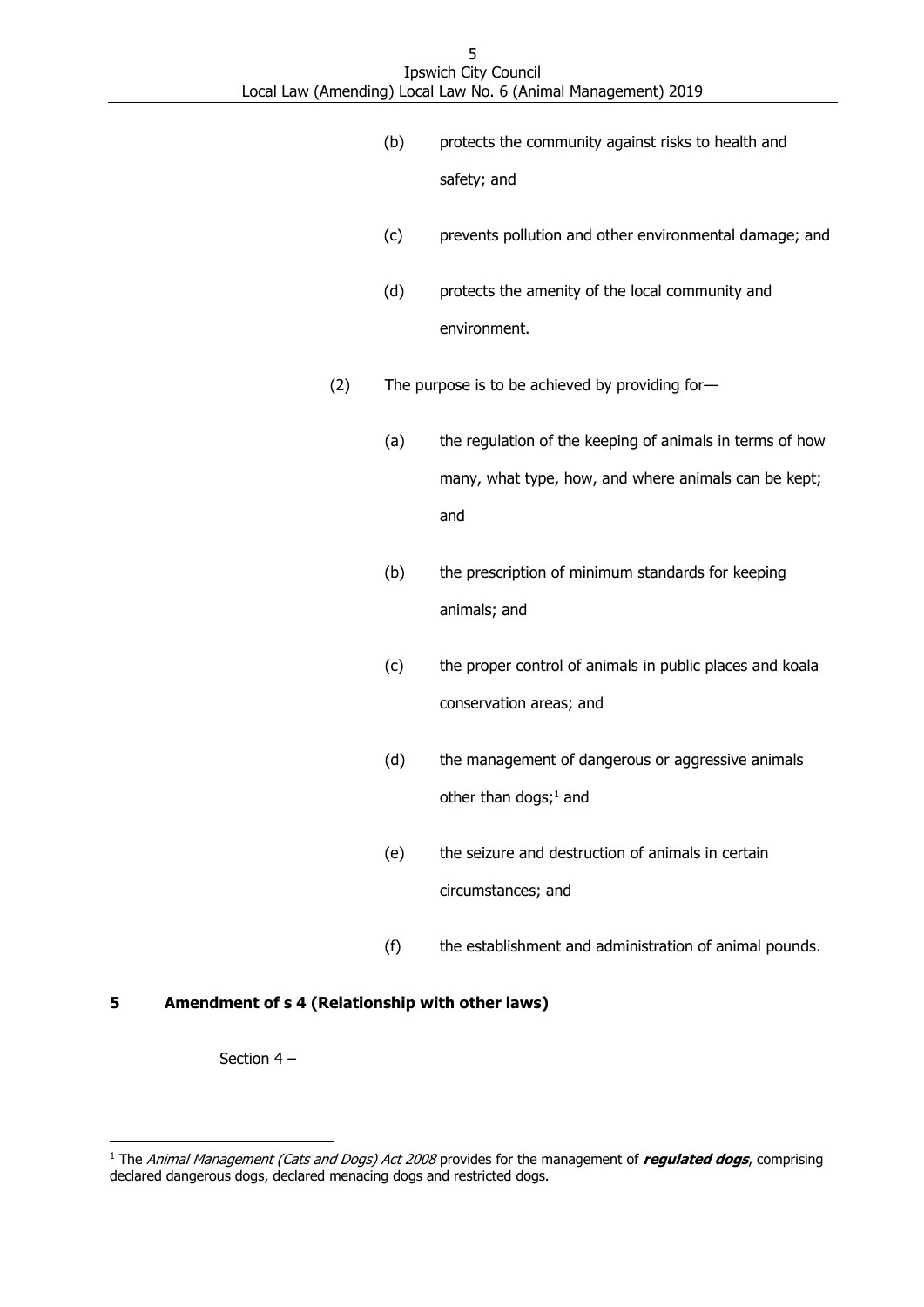(b) protects the community against risks to health and safety; and

(c) prevents pollution and other environmental damage; and

(d) protects the amenity of the local community and environment.

(2) The purpose is to be achieved by providing for—

(a) the regulation of the keeping of animals in terms of how many, what type, how, and where animals can be kept; and

(b) the prescription of minimum standards for keeping animals; and

(c) the proper control of animals in public places and koala conservation areas; and

(d) the management of dangerous or aggressive animals other than dogs;[1] and

(e) the seizure and destruction of animals in certain circumstances; and

(f) the establishment and administration of animal pounds.

**5 Amendment of s 4 (Relationship with other laws)**

Section 4 –

---

[1] The *Animal Management (Cats and Dogs) Act 2008* provides for the management of ***regulated dogs***, comprising declared dangerous dogs, declared menacing dogs and restricted dogs.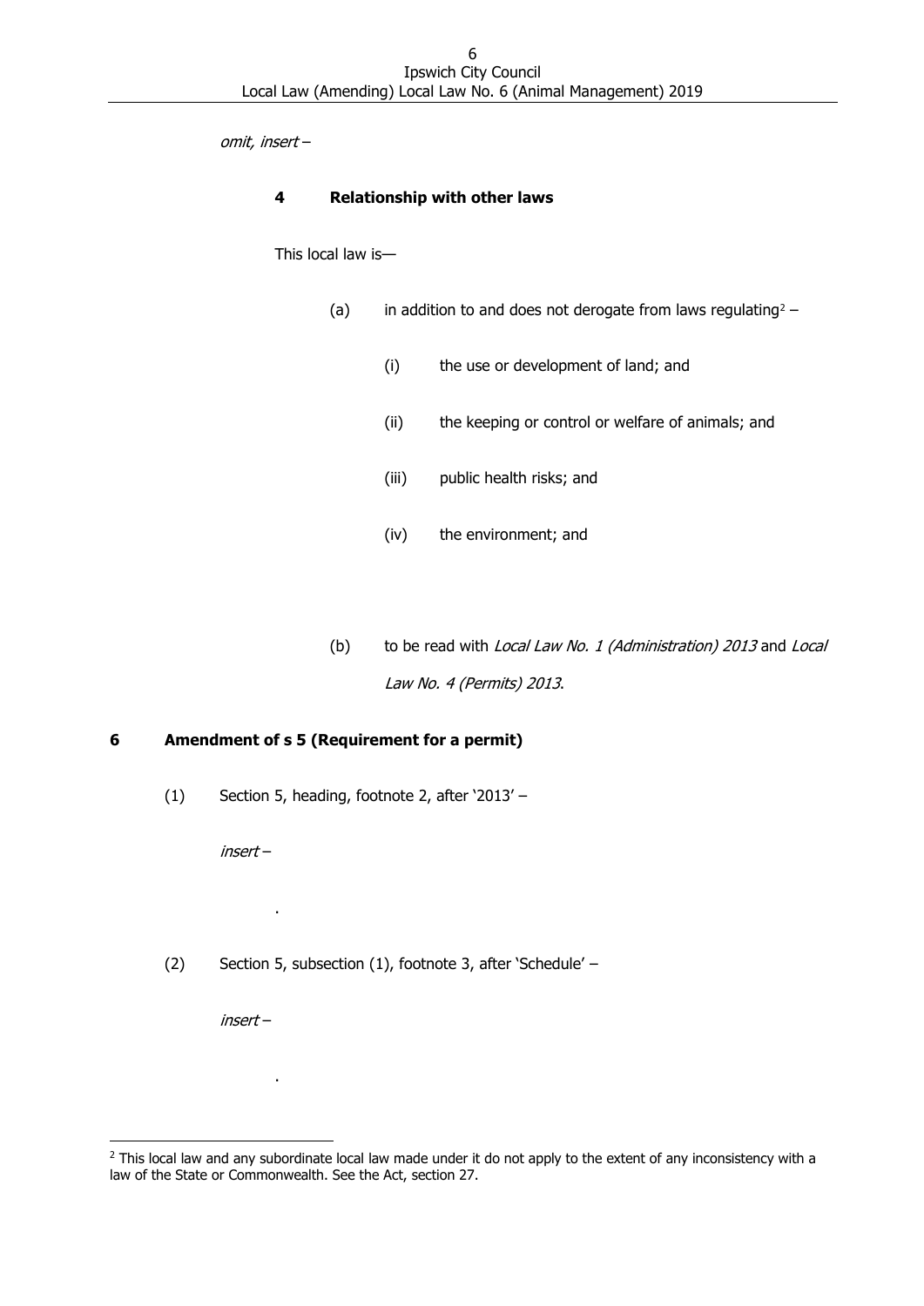*omit, insert* –

**4 Relationship with other laws**

This local law is—

(a) in addition to and does not derogate from laws regulating[2] –

(i) the use or development of land; and

(ii) the keeping or control or welfare of animals; and

(iii) public health risks; and

(iv) the environment; and

(b) to be read with *Local Law No. 1 (Administration) 2013* and *Local Law No. 4 (Permits) 2013*.

## 6 Amendment of s 5 (Requirement for a permit)

(1) Section 5, heading, footnote 2, after '2013' –

*insert* –

.

(2) Section 5, subsection (1), footnote 3, after 'Schedule' –

*insert* –

.

---

[2] This local law and any subordinate local law made under it do not apply to the extent of any inconsistency with a law of the State or Commonwealth. See the Act, section 27.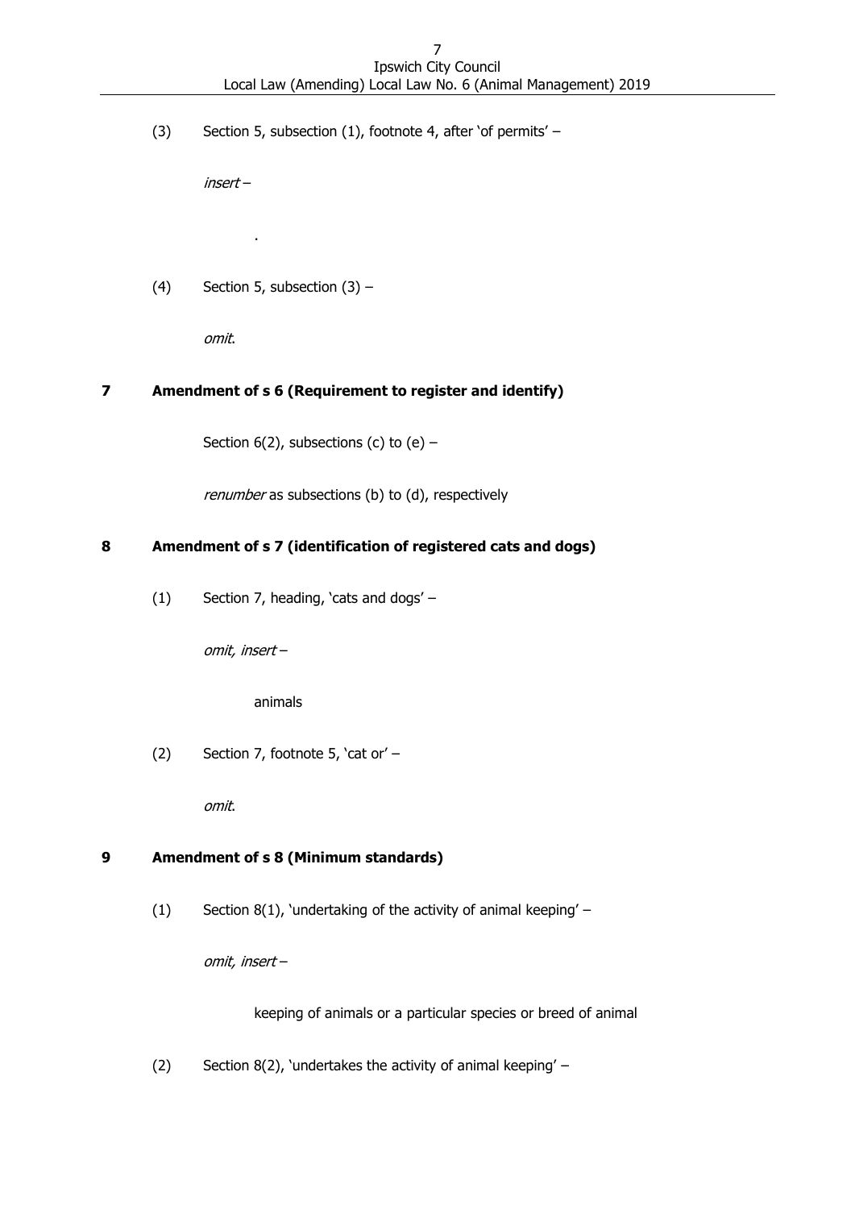(3) Section 5, subsection (1), footnote 4, after 'of permits' –

*insert* –

.

(4) Section 5, subsection (3) –

*omit*.

## 7 Amendment of s 6 (Requirement to register and identify)

Section 6(2), subsections (c) to (e) –

*renumber* as subsections (b) to (d), respectively

## 8 Amendment of s 7 (identification of registered cats and dogs)

(1) Section 7, heading, 'cats and dogs' –

*omit, insert* –

animals

(2) Section 7, footnote 5, 'cat or' –

*omit*.

## 9 Amendment of s 8 (Minimum standards)

(1) Section 8(1), 'undertaking of the activity of animal keeping' –

*omit, insert* –

keeping of animals or a particular species or breed of animal

(2) Section 8(2), 'undertakes the activity of animal keeping' –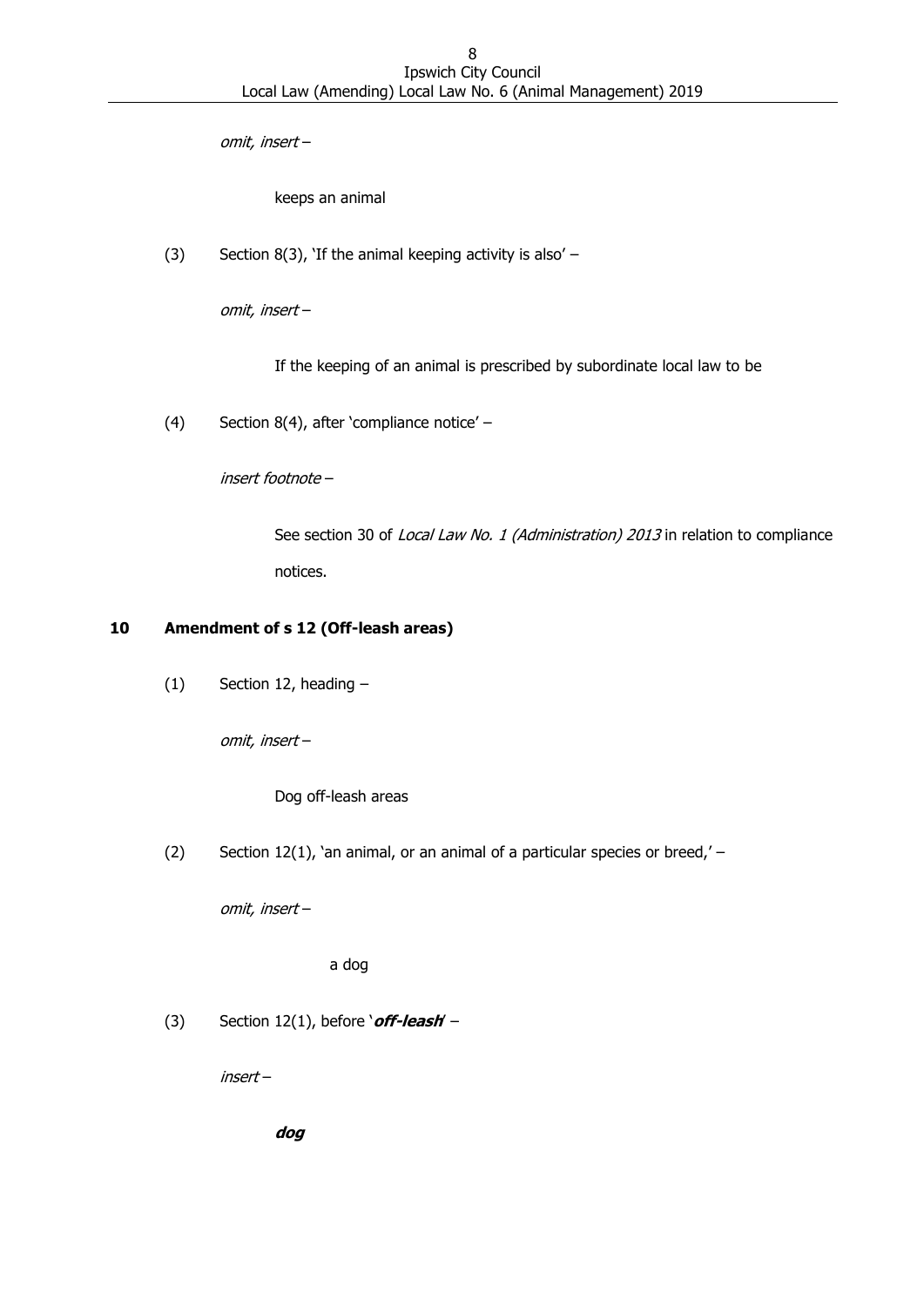*omit, insert* –

keeps an animal

(3) Section 8(3), 'If the animal keeping activity is also' –

*omit, insert* –

If the keeping of an animal is prescribed by subordinate local law to be

(4) Section 8(4), after 'compliance notice' –

*insert footnote* –

See section 30 of *Local Law No. 1 (Administration) 2013* in relation to compliance notices.

## 10 Amendment of s 12 (Off-leash areas)

(1) Section 12, heading –

*omit, insert* –

Dog off-leash areas

(2) Section 12(1), 'an animal, or an animal of a particular species or breed,' –

*omit, insert* –

a dog

(3) Section 12(1), before '***off-leash***' –

*insert* –

***dog***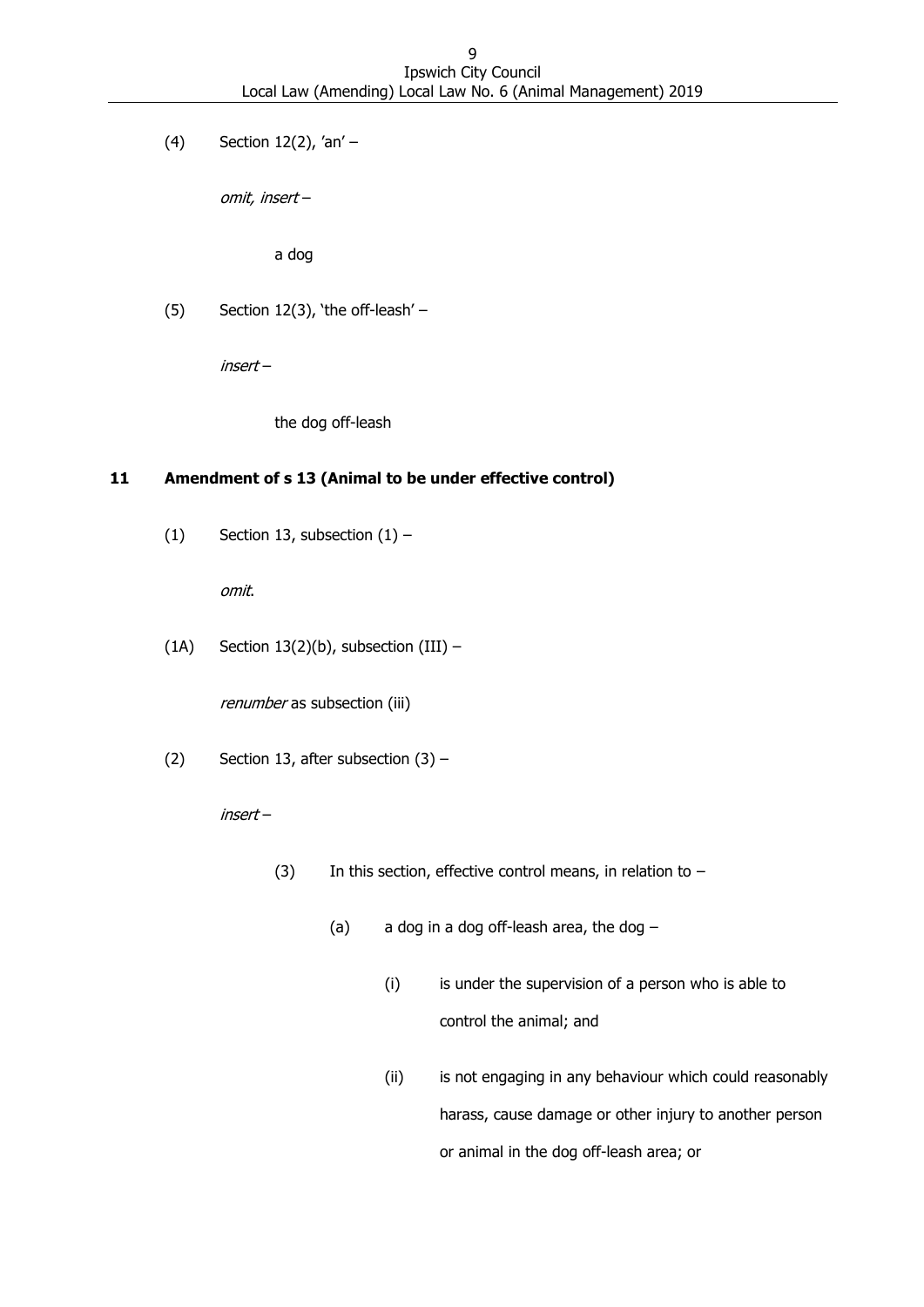(4) Section 12(2), 'an' –

*omit, insert* –

a dog

(5) Section 12(3), 'the off-leash' –

*insert* –

the dog off-leash

### 11 Amendment of s 13 (Animal to be under effective control)

(1) Section 13, subsection (1) –

*omit*.

(1A) Section 13(2)(b), subsection (III) –

*renumber* as subsection (iii)

(2) Section 13, after subsection (3) –

*insert* –

(3) In this section, effective control means, in relation to –

(a) a dog in a dog off-leash area, the dog –

(i) is under the supervision of a person who is able to control the animal; and

(ii) is not engaging in any behaviour which could reasonably harass, cause damage or other injury to another person or animal in the dog off-leash area; or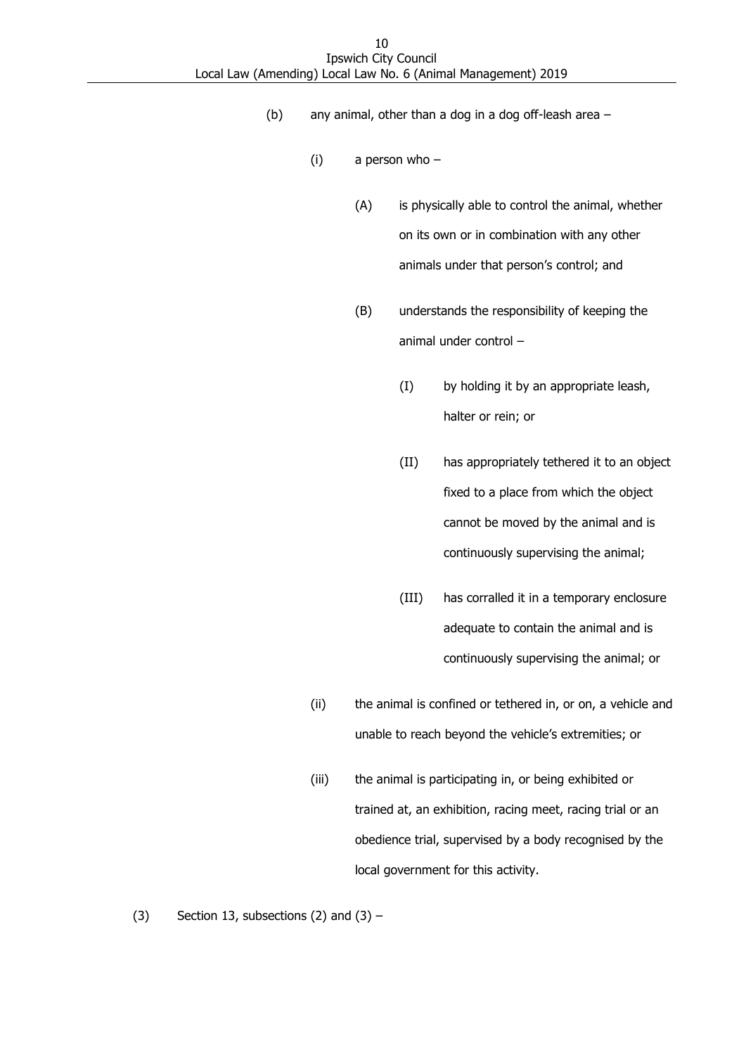(b) any animal, other than a dog in a dog off-leash area –

(i) a person who –

(A) is physically able to control the animal, whether on its own or in combination with any other animals under that person's control; and

(B) understands the responsibility of keeping the animal under control –

(I) by holding it by an appropriate leash, halter or rein; or

(II) has appropriately tethered it to an object fixed to a place from which the object cannot be moved by the animal and is continuously supervising the animal;

(III) has corralled it in a temporary enclosure adequate to contain the animal and is continuously supervising the animal; or

(ii) the animal is confined or tethered in, or on, a vehicle and unable to reach beyond the vehicle's extremities; or

(iii) the animal is participating in, or being exhibited or trained at, an exhibition, racing meet, racing trial or an obedience trial, supervised by a body recognised by the local government for this activity.

(3) Section 13, subsections (2) and (3) –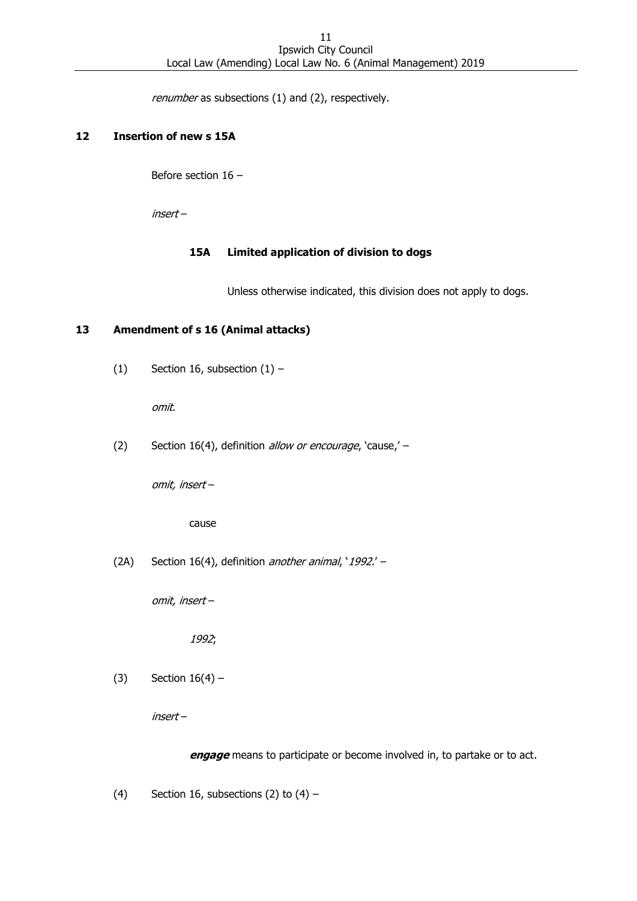*renumber* as subsections (1) and (2), respectively.

## 12 Insertion of new s 15A

Before section 16 –

*insert* –

### 15A Limited application of division to dogs

Unless otherwise indicated, this division does not apply to dogs.

## 13 Amendment of s 16 (Animal attacks)

(1) Section 16, subsection (1) –

*omit*.

(2) Section 16(4), definition *allow or encourage*, 'cause,' –

*omit, insert* –

cause

(2A) Section 16(4), definition *another animal*, '*1992*.' –

*omit, insert* –

*1992*;

(3) Section 16(4) –

*insert* –

***engage*** means to participate or become involved in, to partake or to act.

(4) Section 16, subsections (2) to (4) –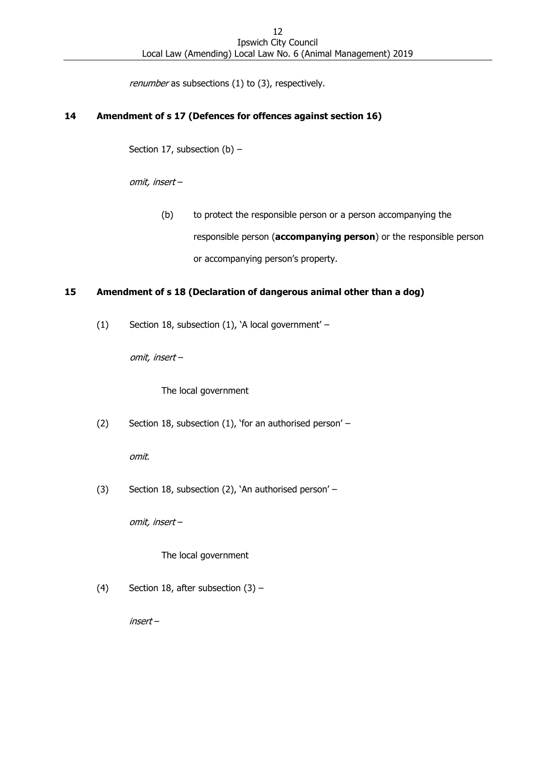*renumber* as subsections (1) to (3), respectively.

### 14 Amendment of s 17 (Defences for offences against section 16)

Section 17, subsection (b) –

*omit, insert* –

(b) to protect the responsible person or a person accompanying the responsible person (**accompanying person**) or the responsible person or accompanying person's property.

### 15 Amendment of s 18 (Declaration of dangerous animal other than a dog)

(1) Section 18, subsection (1), 'A local government' –

*omit, insert* –

The local government

(2) Section 18, subsection (1), 'for an authorised person' –

*omit*.

(3) Section 18, subsection (2), 'An authorised person' –

*omit, insert* –

The local government

(4) Section 18, after subsection (3) –

*insert* –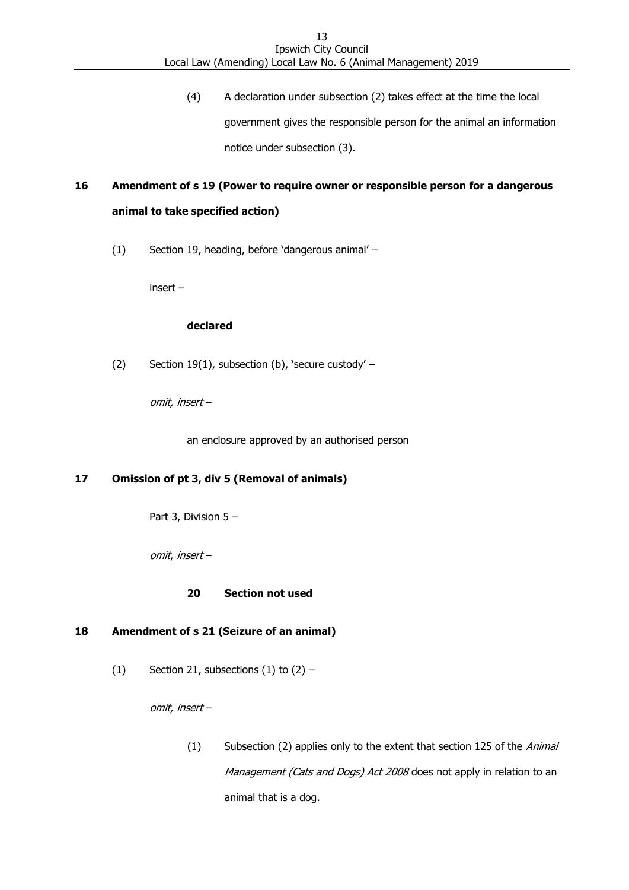(4) A declaration under subsection (2) takes effect at the time the local government gives the responsible person for the animal an information notice under subsection (3).

**16 Amendment of s 19 (Power to require owner or responsible person for a dangerous animal to take specified action)**

(1) Section 19, heading, before 'dangerous animal' –

insert –

**declared**

(2) Section 19(1), subsection (b), 'secure custody' –

*omit, insert* –

an enclosure approved by an authorised person

**17 Omission of pt 3, div 5 (Removal of animals)**

Part 3, Division 5 –

*omit, insert* –

**20 Section not used**

**18 Amendment of s 21 (Seizure of an animal)**

(1) Section 21, subsections (1) to (2) –

*omit, insert* –

(1) Subsection (2) applies only to the extent that section 125 of the *Animal Management (Cats and Dogs) Act 2008* does not apply in relation to an animal that is a dog.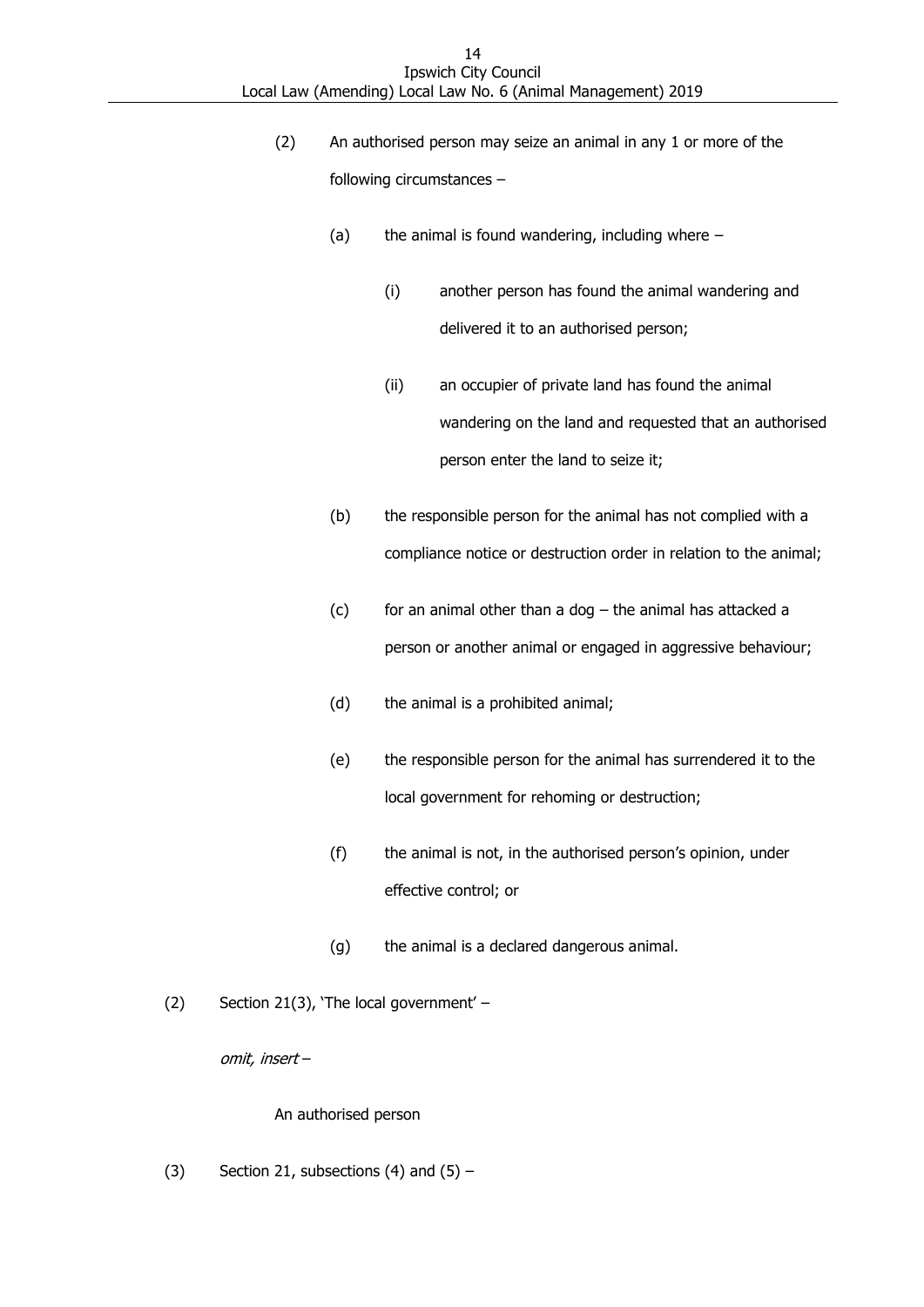(2) An authorised person may seize an animal in any 1 or more of the following circumstances –

(a) the animal is found wandering, including where –

(i) another person has found the animal wandering and delivered it to an authorised person;

(ii) an occupier of private land has found the animal wandering on the land and requested that an authorised person enter the land to seize it;

(b) the responsible person for the animal has not complied with a compliance notice or destruction order in relation to the animal;

(c) for an animal other than a dog – the animal has attacked a person or another animal or engaged in aggressive behaviour;

(d) the animal is a prohibited animal;

(e) the responsible person for the animal has surrendered it to the local government for rehoming or destruction;

(f) the animal is not, in the authorised person's opinion, under effective control; or

(g) the animal is a declared dangerous animal.

(2) Section 21(3), 'The local government' –

*omit, insert* –

An authorised person

(3) Section 21, subsections (4) and (5) –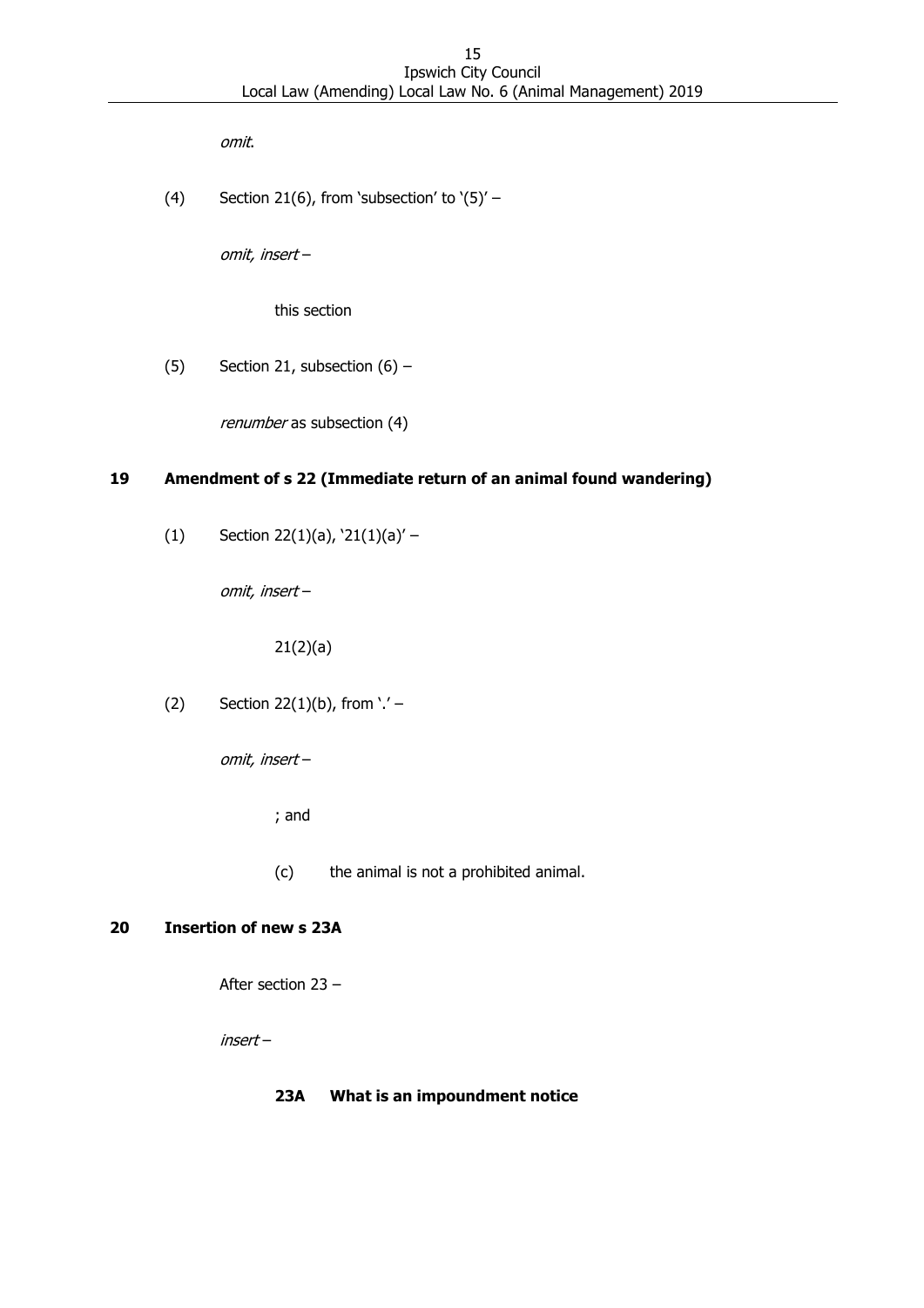*omit*.

(4) Section 21(6), from 'subsection' to '(5)' –

*omit, insert* –

this section

(5) Section 21, subsection (6) –

*renumber* as subsection (4)

## 19 Amendment of s 22 (Immediate return of an animal found wandering)

(1) Section 22(1)(a), '21(1)(a)' –

*omit, insert* –

21(2)(a)

(2) Section 22(1)(b), from '.' –

*omit, insert* –

; and

(c) the animal is not a prohibited animal.

## 20 Insertion of new s 23A

After section 23 –

*insert* –

**23A What is an impoundment notice**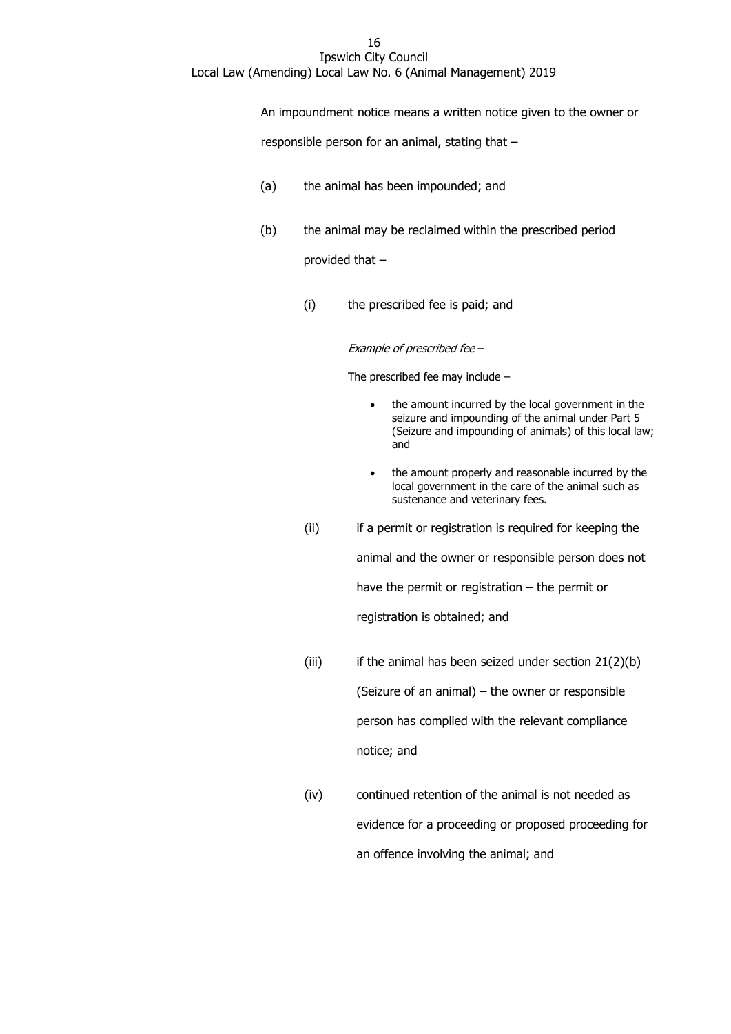An impoundment notice means a written notice given to the owner or responsible person for an animal, stating that –

(a) the animal has been impounded; and

(b) the animal may be reclaimed within the prescribed period provided that –

  (i) the prescribed fee is paid; and

  *Example of prescribed fee* –

  The prescribed fee may include –

  - the amount incurred by the local government in the seizure and impounding of the animal under Part 5 (Seizure and impounding of animals) of this local law; and
  - the amount properly and reasonable incurred by the local government in the care of the animal such as sustenance and veterinary fees.

  (ii) if a permit or registration is required for keeping the animal and the owner or responsible person does not have the permit or registration – the permit or registration is obtained; and

  (iii) if the animal has been seized under section 21(2)(b) (Seizure of an animal) – the owner or responsible person has complied with the relevant compliance notice; and

  (iv) continued retention of the animal is not needed as evidence for a proceeding or proposed proceeding for an offence involving the animal; and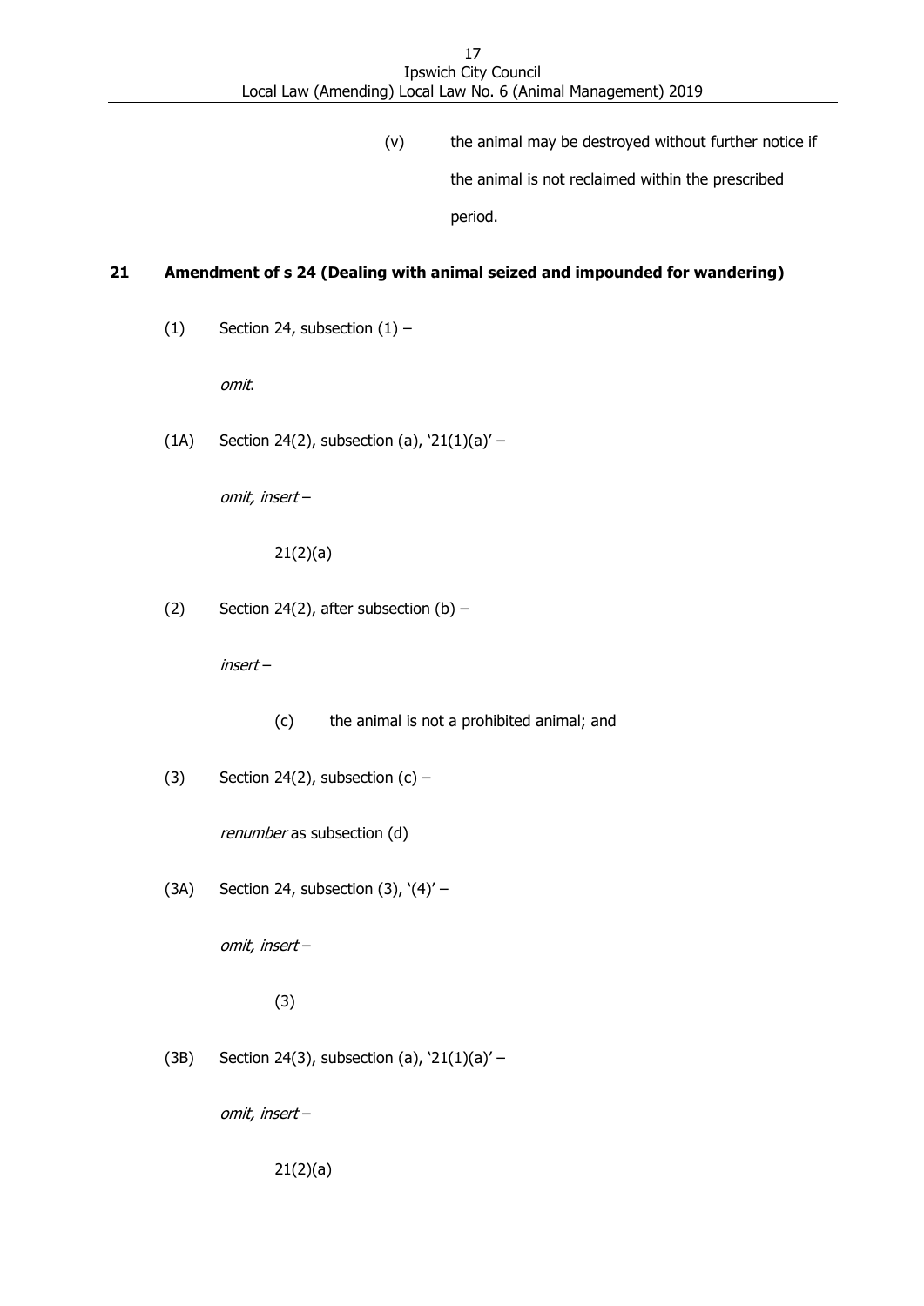(v) the animal may be destroyed without further notice if the animal is not reclaimed within the prescribed period.

## 21 Amendment of s 24 (Dealing with animal seized and impounded for wandering)

(1) Section 24, subsection (1) –

*omit.*

(1A) Section 24(2), subsection (a), '21(1)(a)' –

*omit, insert* –

21(2)(a)

(2) Section 24(2), after subsection (b) –

*insert* –

(c) the animal is not a prohibited animal; and

(3) Section 24(2), subsection (c) –

*renumber* as subsection (d)

(3A) Section 24, subsection (3), '(4)' –

*omit, insert* –

(3)

(3B) Section 24(3), subsection (a), '21(1)(a)' –

*omit, insert* –

21(2)(a)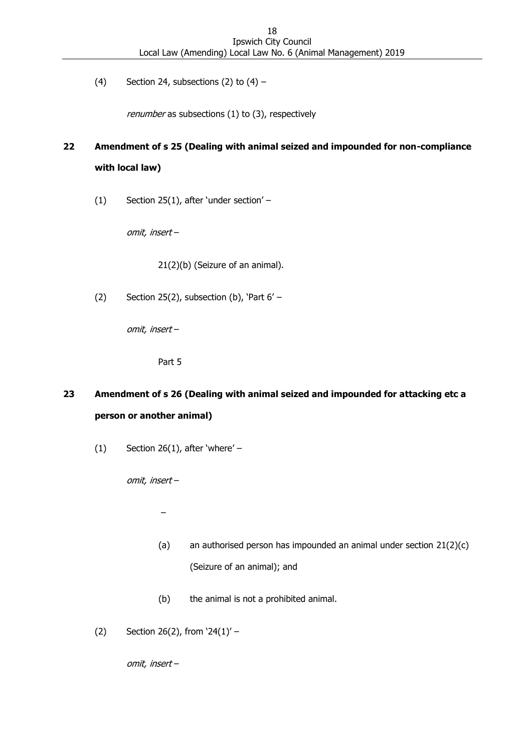(4) Section 24, subsections (2) to (4) –

*renumber* as subsections (1) to (3), respectively

## 22 Amendment of s 25 (Dealing with animal seized and impounded for non-compliance with local law)

(1) Section 25(1), after 'under section' –

*omit, insert* –

21(2)(b) (Seizure of an animal).

(2) Section 25(2), subsection (b), 'Part 6' –

*omit, insert* –

Part 5

## 23 Amendment of s 26 (Dealing with animal seized and impounded for attacking etc a person or another animal)

(1) Section 26(1), after 'where' –

*omit, insert* –

–

(a) an authorised person has impounded an animal under section 21(2)(c) (Seizure of an animal); and

(b) the animal is not a prohibited animal.

(2) Section 26(2), from '24(1)' –

*omit, insert* –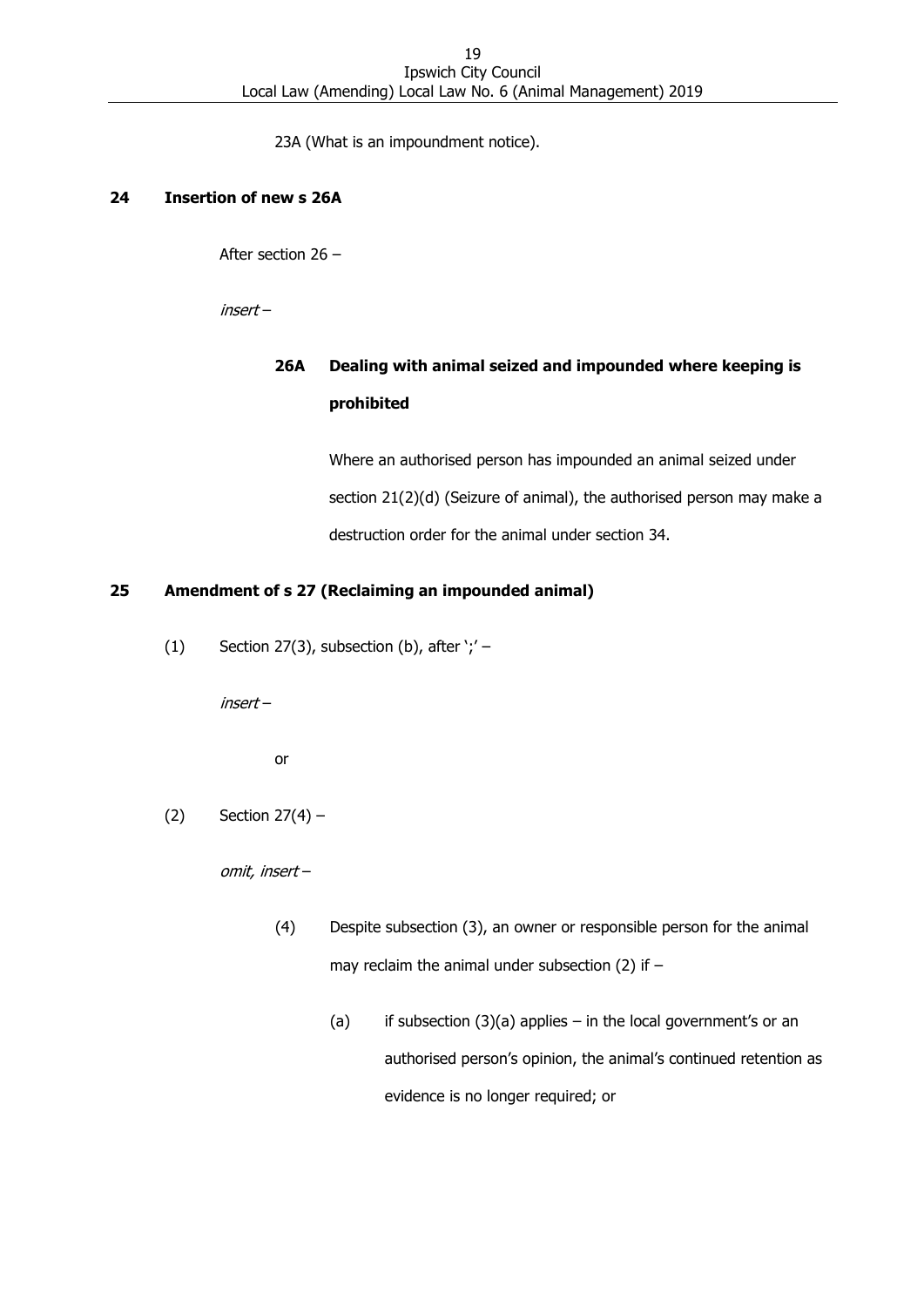23A (What is an impoundment notice).

## 24 Insertion of new s 26A

After section 26 –

*insert* –

### 26A Dealing with animal seized and impounded where keeping is prohibited

Where an authorised person has impounded an animal seized under section 21(2)(d) (Seizure of animal), the authorised person may make a destruction order for the animal under section 34.

## 25 Amendment of s 27 (Reclaiming an impounded animal)

(1) Section 27(3), subsection (b), after ';' –

*insert* –

or

(2) Section 27(4) –

*omit, insert* –

(4) Despite subsection (3), an owner or responsible person for the animal may reclaim the animal under subsection (2) if –

(a) if subsection (3)(a) applies – in the local government's or an authorised person's opinion, the animal's continued retention as evidence is no longer required; or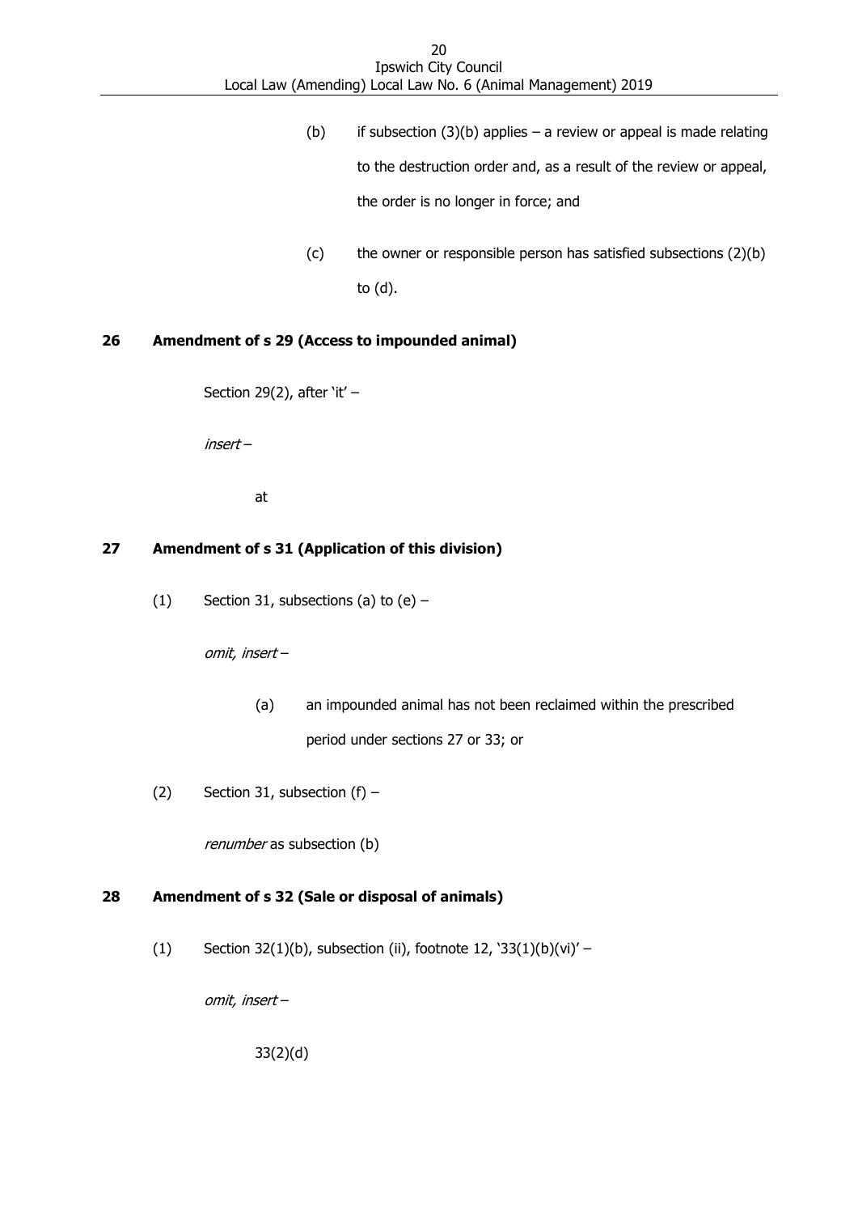(b) if subsection (3)(b) applies – a review or appeal is made relating to the destruction order and, as a result of the review or appeal, the order is no longer in force; and

(c) the owner or responsible person has satisfied subsections (2)(b) to (d).

## 26 Amendment of s 29 (Access to impounded animal)

Section 29(2), after 'it' –

*insert* –

at

## 27 Amendment of s 31 (Application of this division)

(1) Section 31, subsections (a) to (e) –

*omit, insert* –

(a) an impounded animal has not been reclaimed within the prescribed period under sections 27 or 33; or

(2) Section 31, subsection (f) –

*renumber* as subsection (b)

## 28 Amendment of s 32 (Sale or disposal of animals)

(1) Section 32(1)(b), subsection (ii), footnote 12, '33(1)(b)(vi)' –

*omit, insert* –

33(2)(d)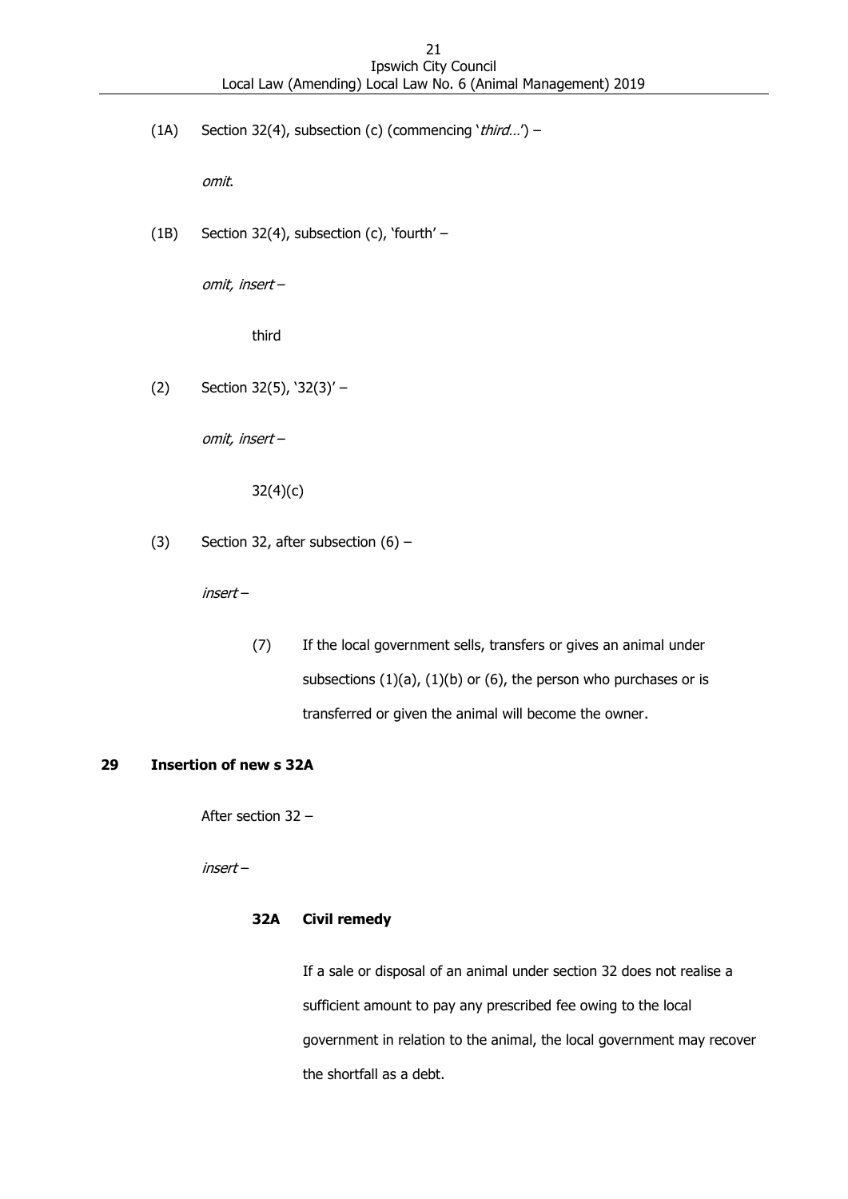(1A) Section 32(4), subsection (c) (commencing '*third…*') –

*omit*.

(1B) Section 32(4), subsection (c), 'fourth' –

*omit, insert* –

> third

(2) Section 32(5), '32(3)' –

*omit, insert* –

> 32(4)(c)

(3) Section 32, after subsection (6) –

*insert* –

> (7) If the local government sells, transfers or gives an animal under subsections (1)(a), (1)(b) or (6), the person who purchases or is transferred or given the animal will become the owner.

## 29 Insertion of new s 32A

After section 32 –

*insert* –

> **32A Civil remedy**
>
> If a sale or disposal of an animal under section 32 does not realise a sufficient amount to pay any prescribed fee owing to the local government in relation to the animal, the local government may recover the shortfall as a debt.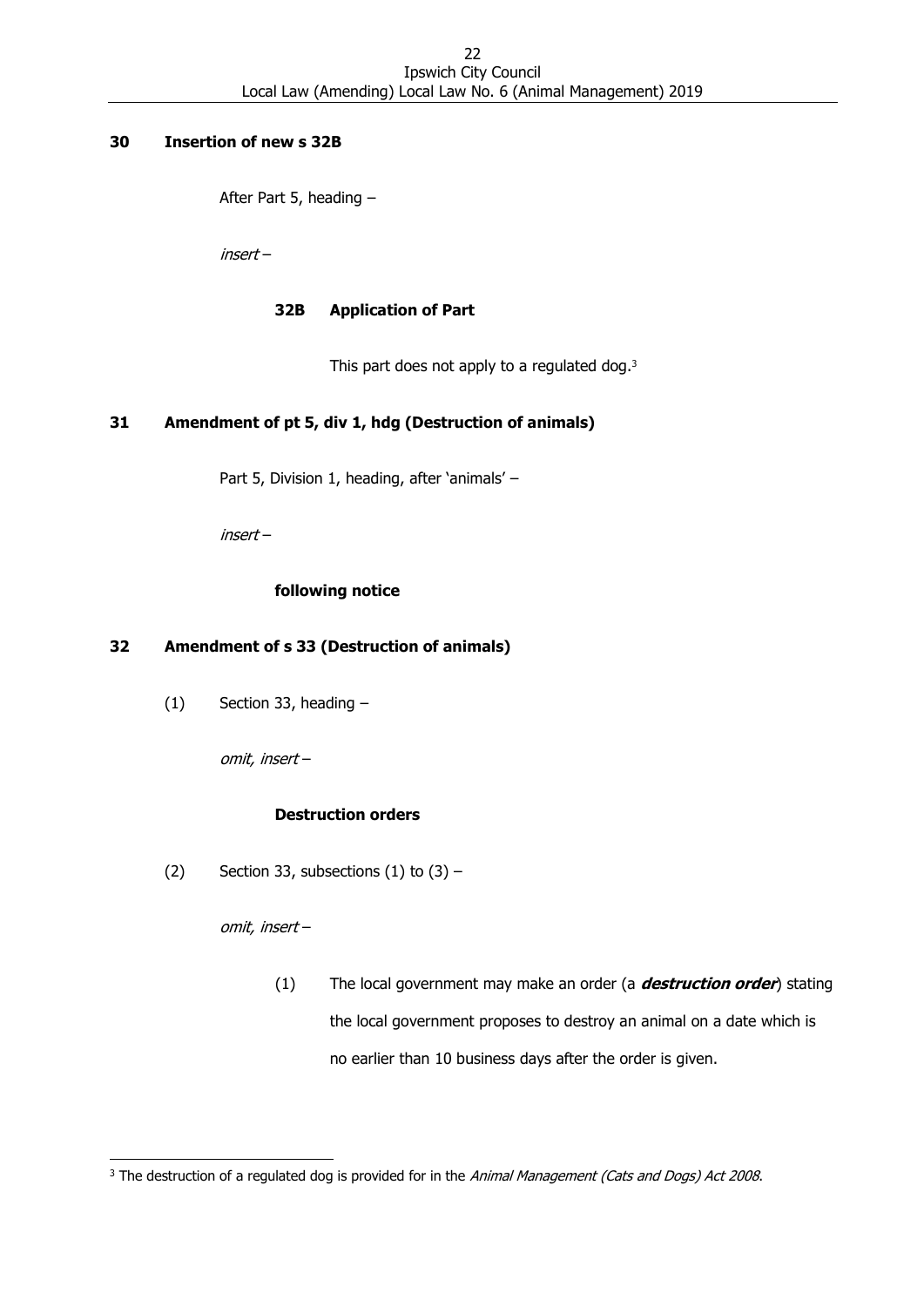**30 Insertion of new s 32B**

After Part 5, heading –

*insert* –

**32B Application of Part**

This part does not apply to a regulated dog.[3]

**31 Amendment of pt 5, div 1, hdg (Destruction of animals)**

Part 5, Division 1, heading, after 'animals' –

*insert* –

**following notice**

**32 Amendment of s 33 (Destruction of animals)**

(1) Section 33, heading –

*omit, insert* –

**Destruction orders**

(2) Section 33, subsections (1) to (3) –

*omit, insert* –

(1) The local government may make an order (a ***destruction order***) stating the local government proposes to destroy an animal on a date which is no earlier than 10 business days after the order is given.

---

[3] The destruction of a regulated dog is provided for in the *Animal Management (Cats and Dogs) Act 2008*.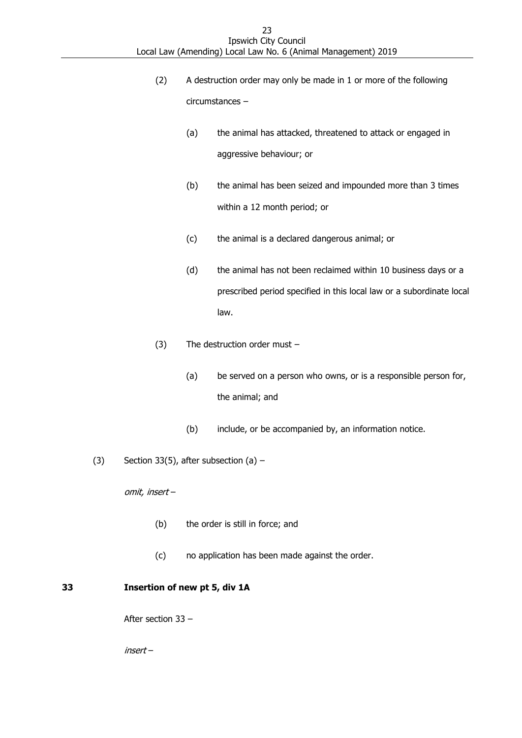(2) A destruction order may only be made in 1 or more of the following circumstances –

(a) the animal has attacked, threatened to attack or engaged in aggressive behaviour; or

(b) the animal has been seized and impounded more than 3 times within a 12 month period; or

(c) the animal is a declared dangerous animal; or

(d) the animal has not been reclaimed within 10 business days or a prescribed period specified in this local law or a subordinate local law.

(3) The destruction order must –

(a) be served on a person who owns, or is a responsible person for, the animal; and

(b) include, or be accompanied by, an information notice.

(3) Section 33(5), after subsection (a) –

*omit, insert* –

(b) the order is still in force; and

(c) no application has been made against the order.

**33 Insertion of new pt 5, div 1A**

After section 33 –

*insert* –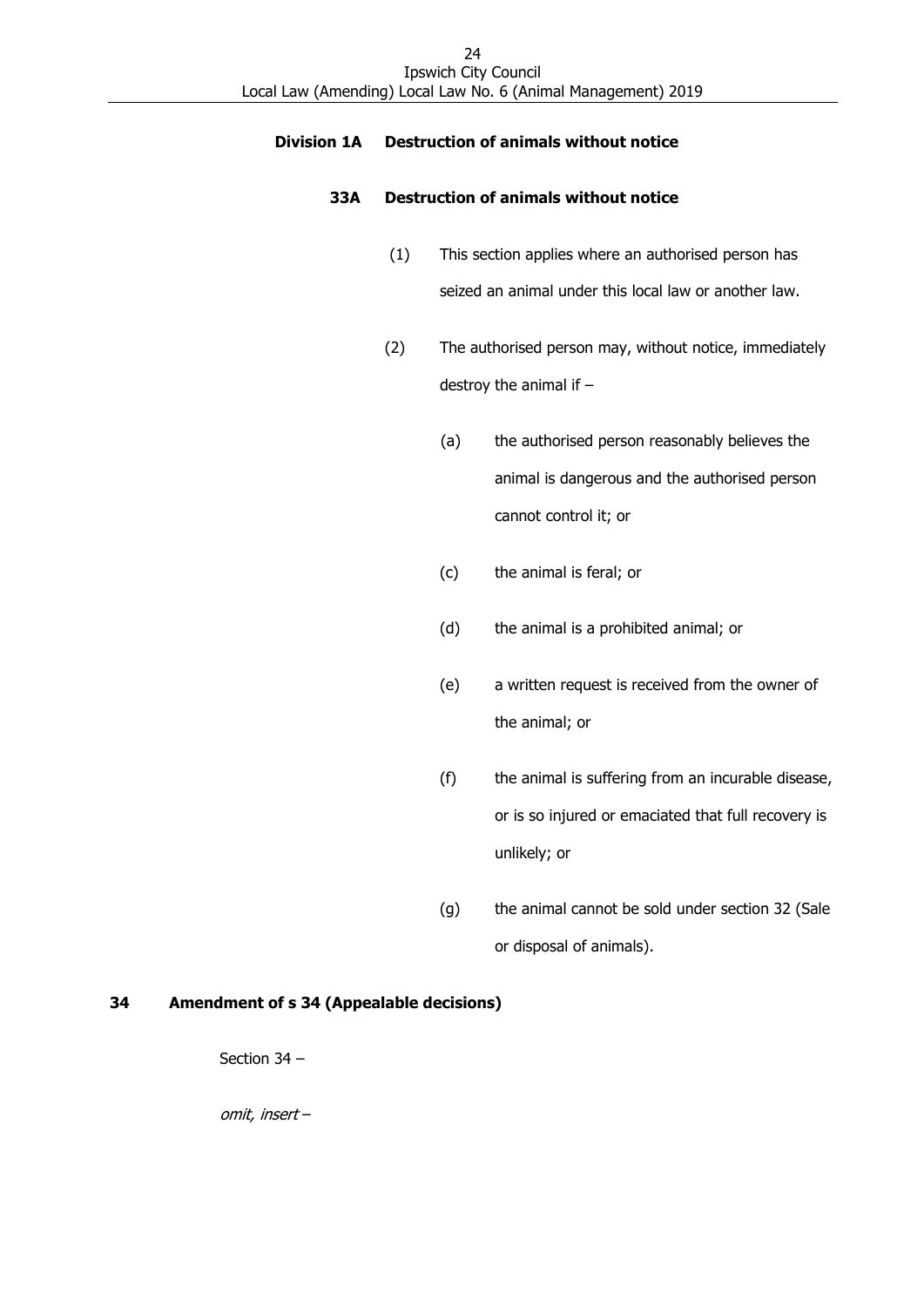**Division 1A Destruction of animals without notice**

**33A Destruction of animals without notice**

(1) This section applies where an authorised person has seized an animal under this local law or another law.

(2) The authorised person may, without notice, immediately destroy the animal if –

(a) the authorised person reasonably believes the animal is dangerous and the authorised person cannot control it; or

(c) the animal is feral; or

(d) the animal is a prohibited animal; or

(e) a written request is received from the owner of the animal; or

(f) the animal is suffering from an incurable disease, or is so injured or emaciated that full recovery is unlikely; or

(g) the animal cannot be sold under section 32 (Sale or disposal of animals).

**34 Amendment of s 34 (Appealable decisions)**

Section 34 –

*omit, insert* –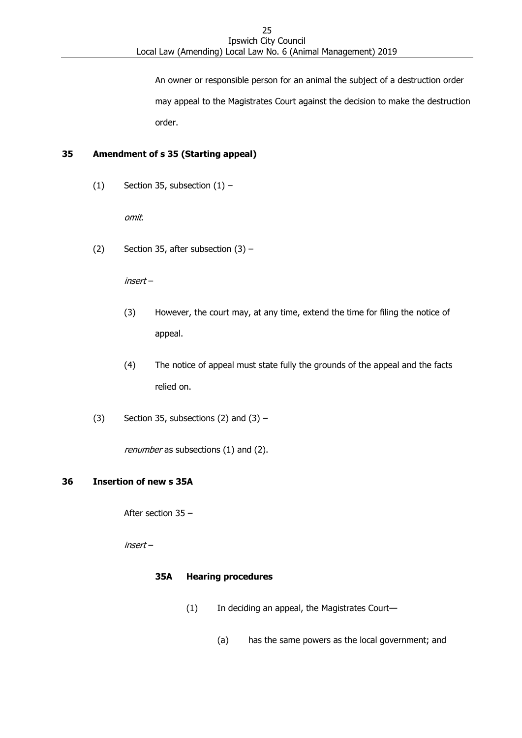An owner or responsible person for an animal the subject of a destruction order may appeal to the Magistrates Court against the decision to make the destruction order.

### 35 Amendment of s 35 (Starting appeal)

(1) Section 35, subsection (1) –

*omit*.

(2) Section 35, after subsection (3) –

*insert* –

(3) However, the court may, at any time, extend the time for filing the notice of appeal.

(4) The notice of appeal must state fully the grounds of the appeal and the facts relied on.

(3) Section 35, subsections (2) and (3) –

*renumber* as subsections (1) and (2).

### 36 Insertion of new s 35A

After section 35 –

*insert* –

**35A Hearing procedures**

(1) In deciding an appeal, the Magistrates Court—

(a) has the same powers as the local government; and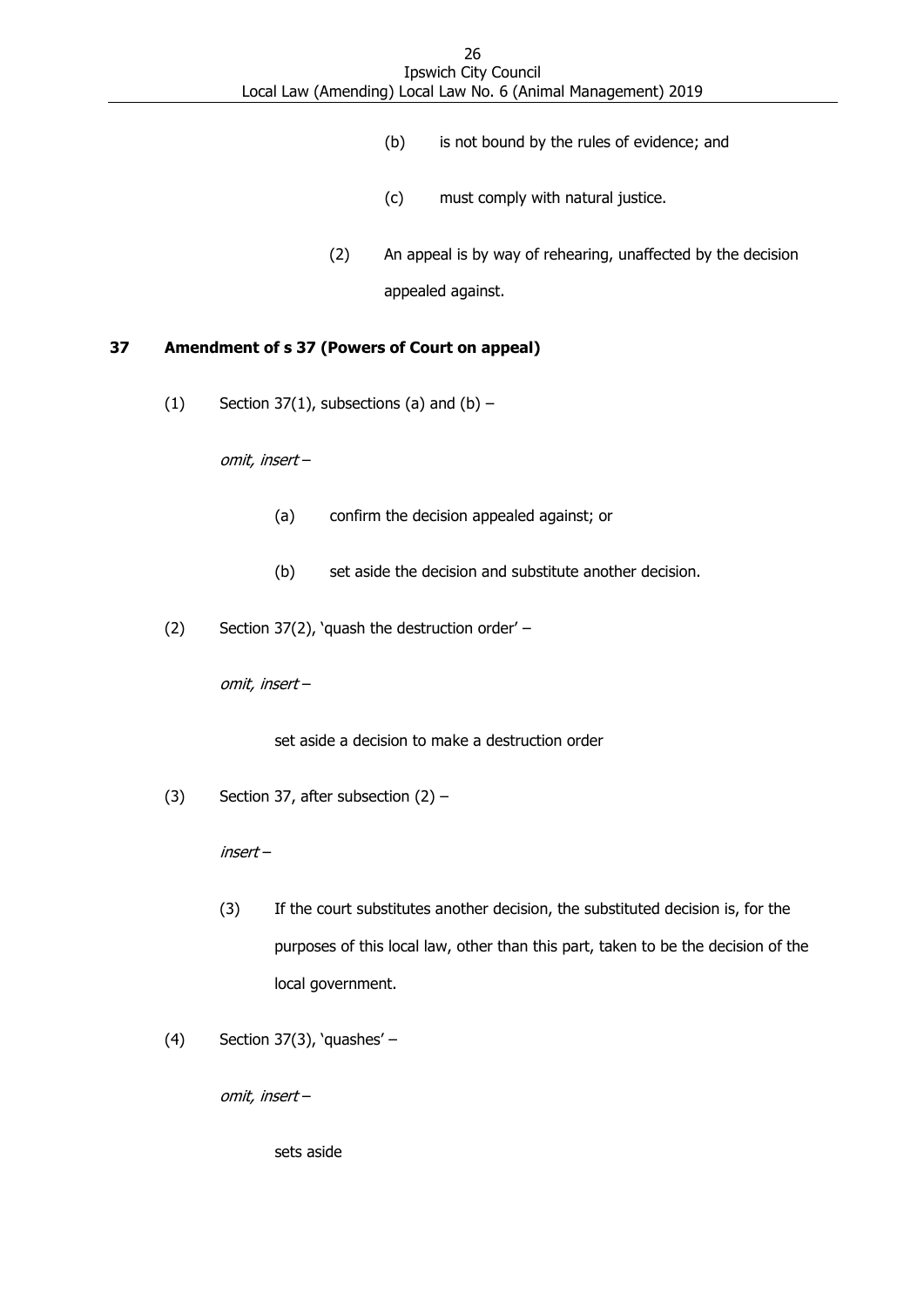(b) is not bound by the rules of evidence; and

(c) must comply with natural justice.

(2) An appeal is by way of rehearing, unaffected by the decision appealed against.

## 37 Amendment of s 37 (Powers of Court on appeal)

(1) Section 37(1), subsections (a) and (b) –

*omit, insert –*

(a) confirm the decision appealed against; or

(b) set aside the decision and substitute another decision.

(2) Section 37(2), 'quash the destruction order' –

*omit, insert –*

set aside a decision to make a destruction order

(3) Section 37, after subsection (2) –

*insert –*

(3) If the court substitutes another decision, the substituted decision is, for the purposes of this local law, other than this part, taken to be the decision of the local government.

(4) Section 37(3), 'quashes' –

*omit, insert –*

sets aside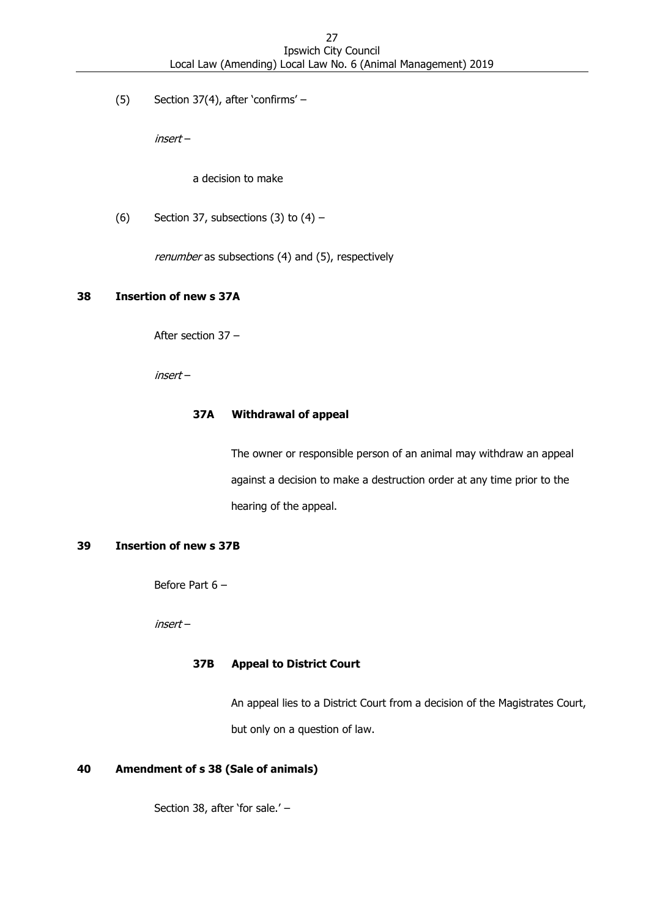(5) Section 37(4), after 'confirms' –

*insert* –

a decision to make

(6) Section 37, subsections (3) to (4) –

*renumber* as subsections (4) and (5), respectively

### 38 Insertion of new s 37A

After section 37 –

*insert* –

**37A Withdrawal of appeal**

The owner or responsible person of an animal may withdraw an appeal against a decision to make a destruction order at any time prior to the hearing of the appeal.

### 39 Insertion of new s 37B

Before Part 6 –

*insert* –

**37B Appeal to District Court**

An appeal lies to a District Court from a decision of the Magistrates Court, but only on a question of law.

### 40 Amendment of s 38 (Sale of animals)

Section 38, after 'for sale.' –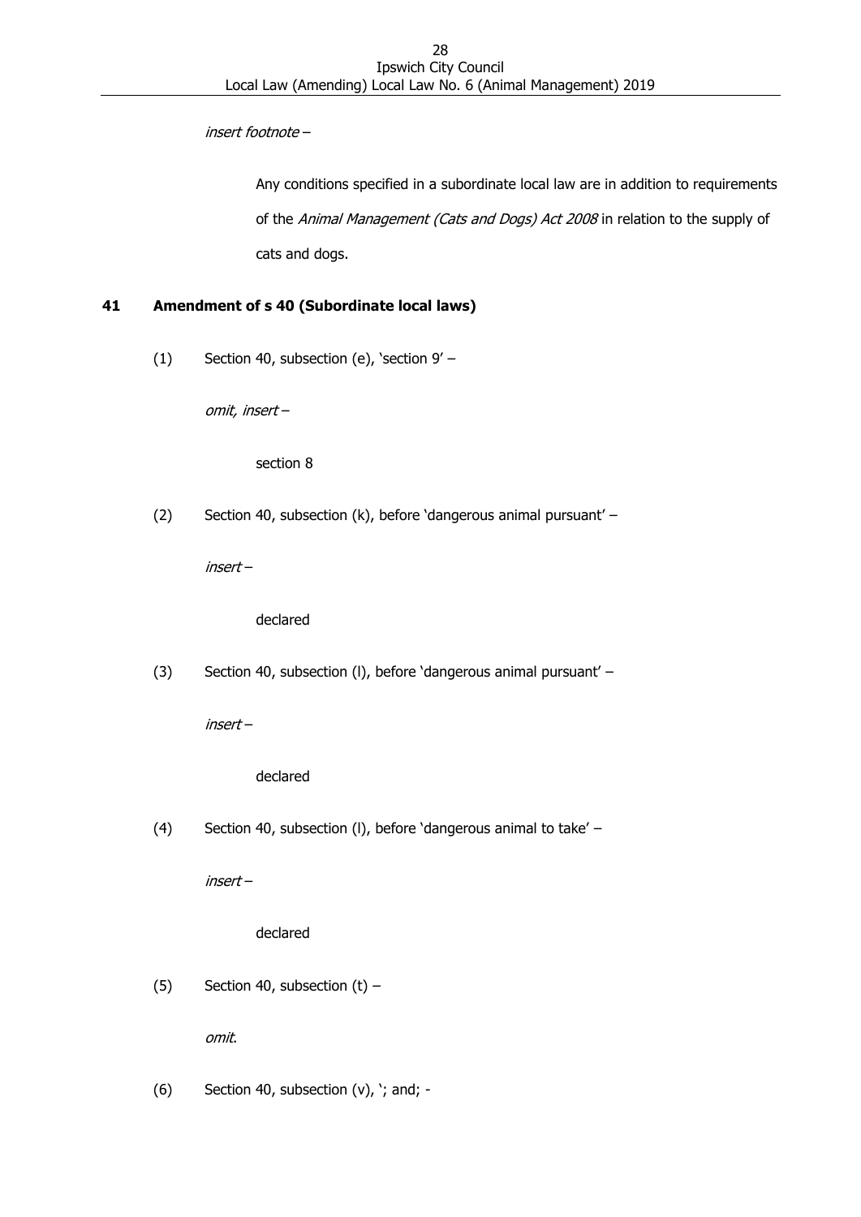*insert footnote* –

> Any conditions specified in a subordinate local law are in addition to requirements of the *Animal Management (Cats and Dogs) Act 2008* in relation to the supply of cats and dogs.

## 41 Amendment of s 40 (Subordinate local laws)

(1) Section 40, subsection (e), 'section 9' –

*omit, insert* –

> section 8

(2) Section 40, subsection (k), before 'dangerous animal pursuant' –

*insert* –

> declared

(3) Section 40, subsection (l), before 'dangerous animal pursuant' –

*insert* –

> declared

(4) Section 40, subsection (l), before 'dangerous animal to take' –

*insert* –

> declared

(5) Section 40, subsection (t) –

*omit*.

(6) Section 40, subsection (v), '; and; -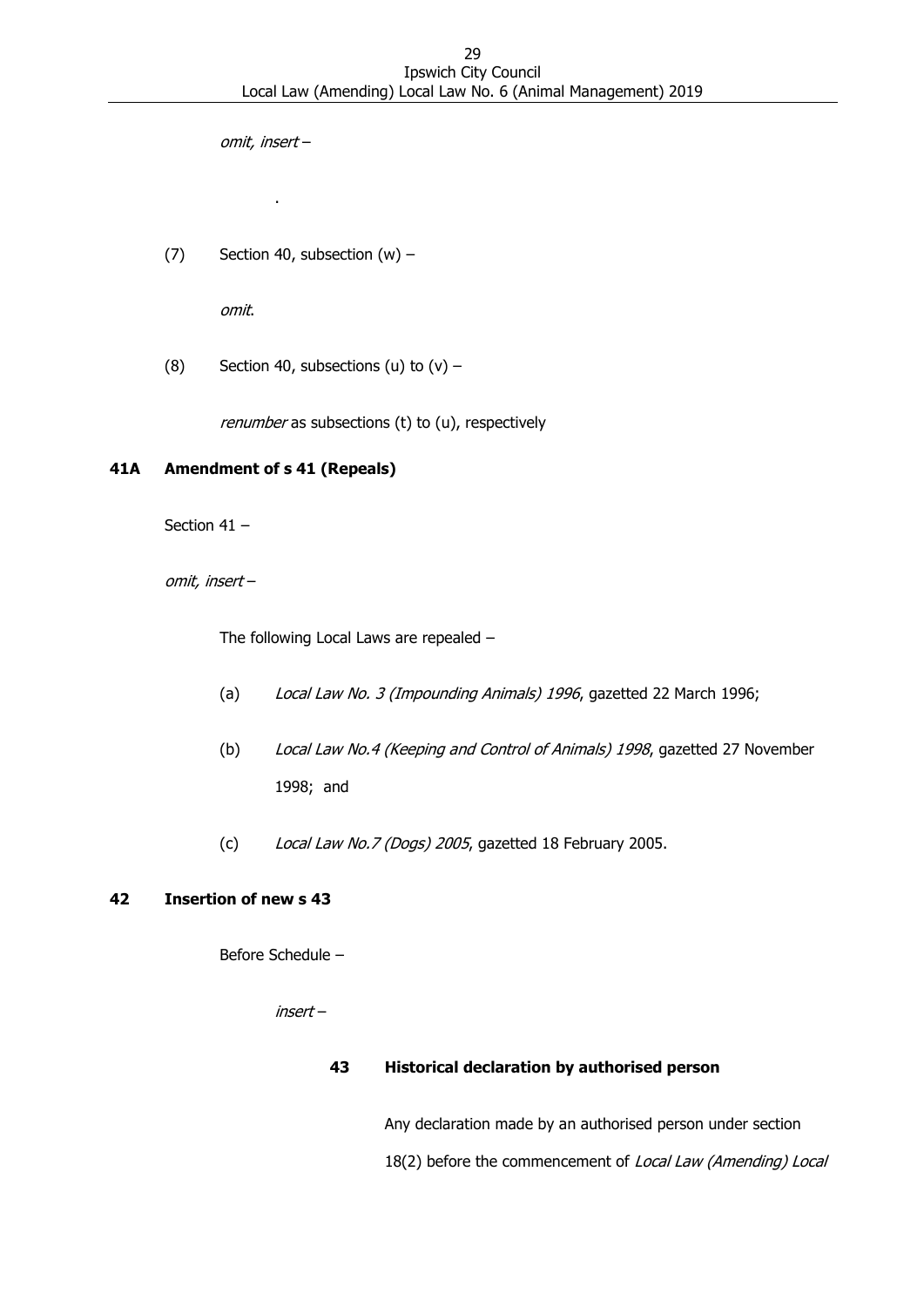*omit, insert* –

.

(7) Section 40, subsection (w) –

*omit*.

(8) Section 40, subsections (u) to (v) –

*renumber* as subsections (t) to (u), respectively

**41A Amendment of s 41 (Repeals)**

Section 41 –

*omit, insert* –

The following Local Laws are repealed –

(a) *Local Law No. 3 (Impounding Animals) 1996*, gazetted 22 March 1996;

(b) *Local Law No.4 (Keeping and Control of Animals) 1998*, gazetted 27 November 1998; and

(c) *Local Law No.7 (Dogs) 2005*, gazetted 18 February 2005.

**42 Insertion of new s 43**

Before Schedule –

*insert* –

**43 Historical declaration by authorised person**

Any declaration made by an authorised person under section 18(2) before the commencement of *Local Law (Amending) Local*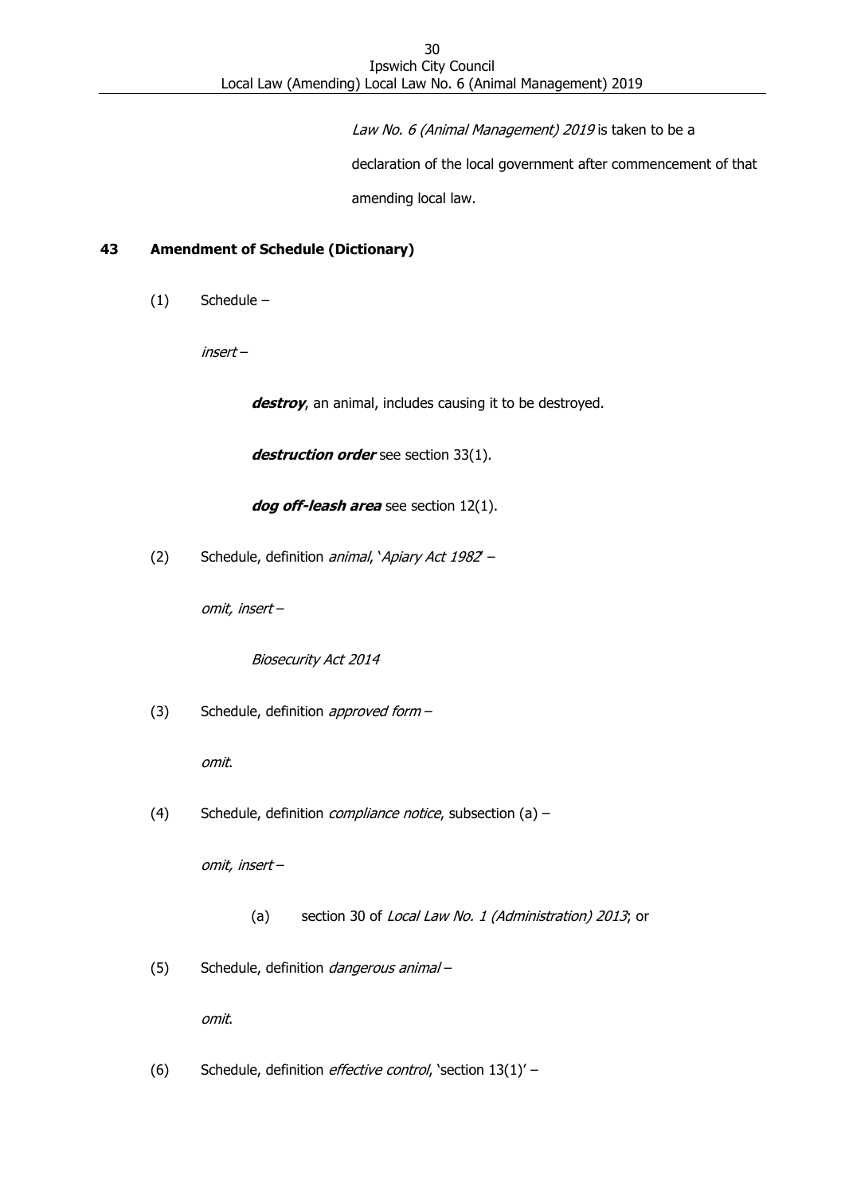*Law No. 6 (Animal Management) 2019* is taken to be a declaration of the local government after commencement of that amending local law.

### 43 Amendment of Schedule (Dictionary)

(1) Schedule –

*insert* –

***destroy***, an animal, includes causing it to be destroyed.

***destruction order*** see section 33(1).

***dog off-leash area*** see section 12(1).

(2) Schedule, definition *animal*, '*Apiary Act 1982*' –

*omit, insert* –

*Biosecurity Act 2014*

(3) Schedule, definition *approved form* –

*omit*.

(4) Schedule, definition *compliance notice*, subsection (a) –

*omit, insert* –

(a) section 30 of *Local Law No. 1 (Administration) 2013*; or

(5) Schedule, definition *dangerous animal* –

*omit*.

(6) Schedule, definition *effective control*, 'section 13(1)' –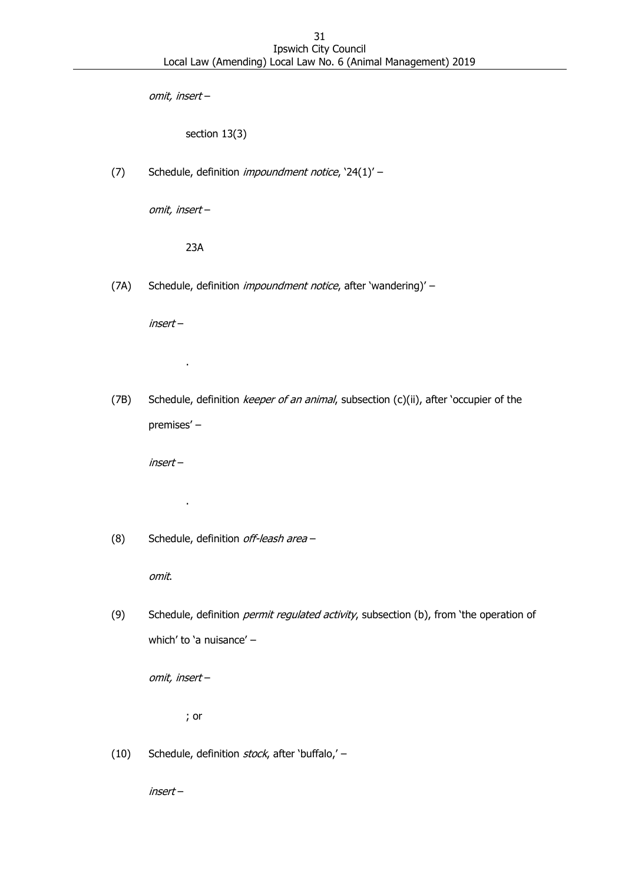*omit, insert –*

section 13(3)

(7) Schedule, definition *impoundment notice*, '24(1)' –

*omit, insert –*

23A

(7A) Schedule, definition *impoundment notice*, after 'wandering)' –

*insert –*

.

(7B) Schedule, definition *keeper of an animal*, subsection (c)(ii), after 'occupier of the premises' –

*insert –*

.

(8) Schedule, definition *off-leash area* –

*omit.*

(9) Schedule, definition *permit regulated activity*, subsection (b), from 'the operation of which' to 'a nuisance' –

*omit, insert –*

; or

(10) Schedule, definition *stock*, after 'buffalo,' –

*insert –*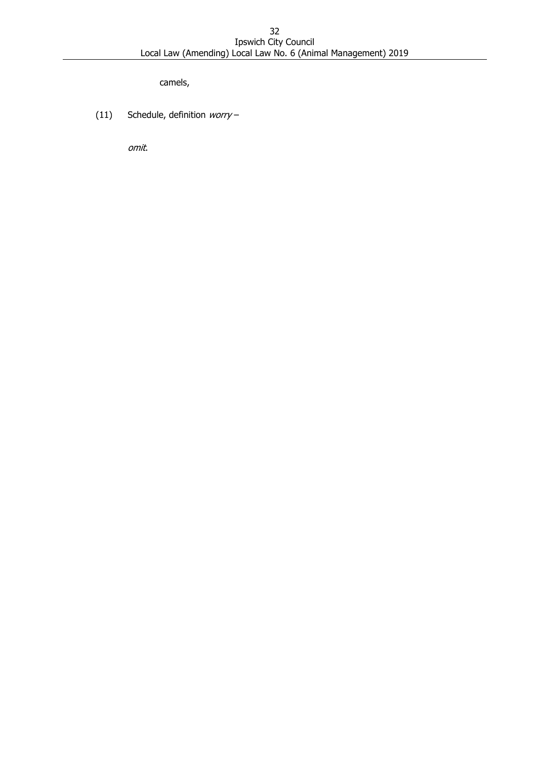camels,

(11) Schedule, definition *worry* –

*omit*.